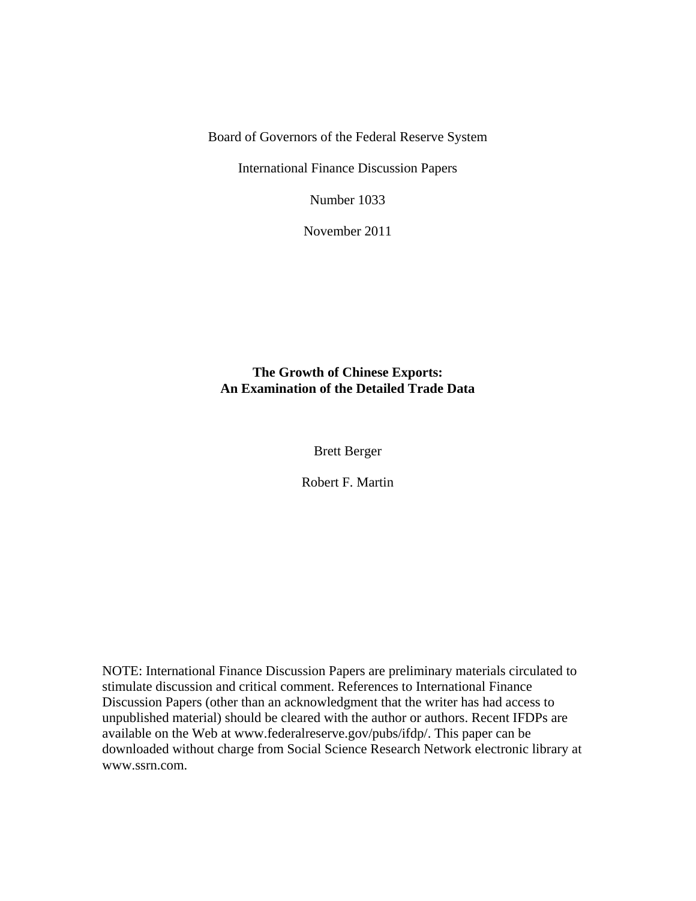Board of Governors of the Federal Reserve System

International Finance Discussion Papers

Number 1033

November 2011

# The Growth of Chinese Exports: An Examination of the Detailed Trade Data

Brett Berger

Robert F. Martin

NOTE: International Finance Discussion Papers are preliminary materials circulated to stimulate discussion and critical comment. References to International Finance Discussion Papers (other than an acknowledgment that the writer has had access to unpublished material) should be cleared with the author or authors. Recent IFDPs are available on the Web at www.federalreserve.gov/pubs/ifdp/. This paper can be downloaded without charge from Social Science Research Network electronic library at www.ssrn.com.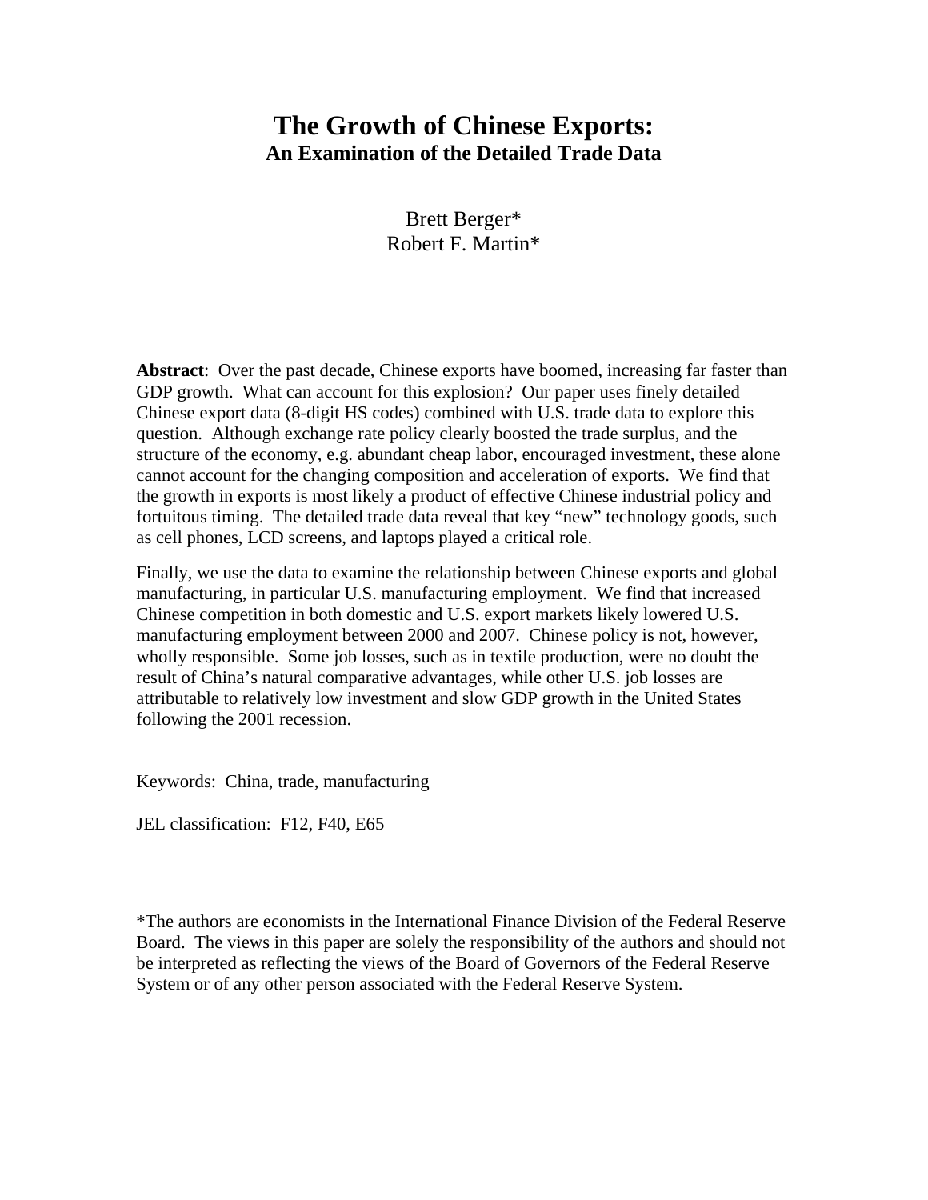# The Growth of Chinese Exports:

## An Examination of the Detailed Trade Data

Brett Berger*
Robert F. Martin*

**Abstract**: Over the past decade, Chinese exports have boomed, increasing far faster than GDP growth. What can account for this explosion? Our paper uses finely detailed Chinese export data (8-digit HS codes) combined with U.S. trade data to explore this question. Although exchange rate policy clearly boosted the trade surplus, and the structure of the economy, e.g. abundant cheap labor, encouraged investment, these alone cannot account for the changing composition and acceleration of exports. We find that the growth in exports is most likely a product of effective Chinese industrial policy and fortuitous timing. The detailed trade data reveal that key "new" technology goods, such as cell phones, LCD screens, and laptops played a critical role.

Finally, we use the data to examine the relationship between Chinese exports and global manufacturing, in particular U.S. manufacturing employment. We find that increased Chinese competition in both domestic and U.S. export markets likely lowered U.S. manufacturing employment between 2000 and 2007. Chinese policy is not, however, wholly responsible. Some job losses, such as in textile production, were no doubt the result of China's natural comparative advantages, while other U.S. job losses are attributable to relatively low investment and slow GDP growth in the United States following the 2001 recession.

Keywords: China, trade, manufacturing

JEL classification: F12, F40, E65

*The authors are economists in the International Finance Division of the Federal Reserve Board. The views in this paper are solely the responsibility of the authors and should not be interpreted as reflecting the views of the Board of Governors of the Federal Reserve System or of any other person associated with the Federal Reserve System.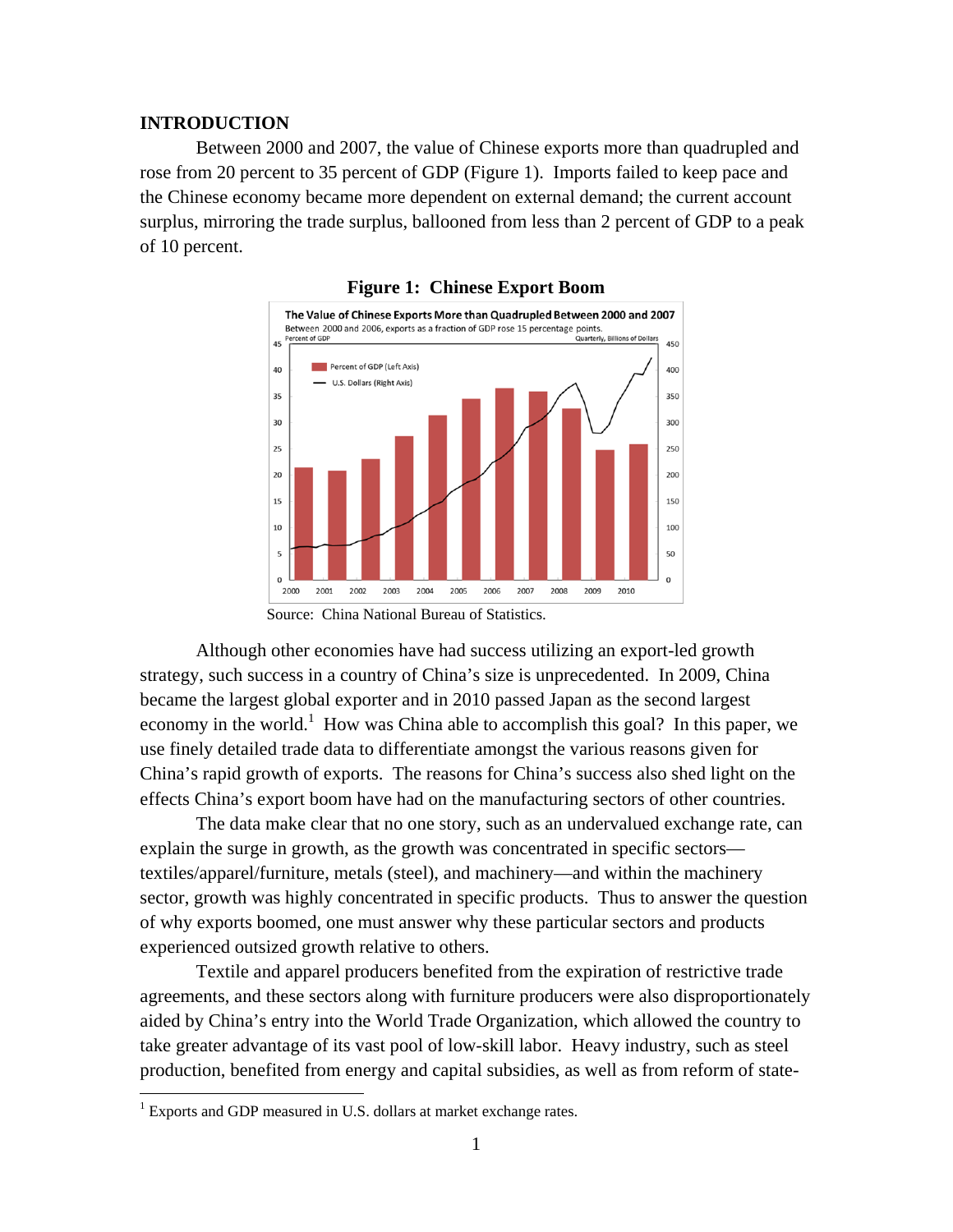## INTRODUCTION

Between 2000 and 2007, the value of Chinese exports more than quadrupled and rose from 20 percent to 35 percent of GDP (Figure 1). Imports failed to keep pace and the Chinese economy became more dependent on external demand; the current account surplus, mirroring the trade surplus, ballooned from less than 2 percent of GDP to a peak of 10 percent.

**Figure 1: Chinese Export Boom**

Source: China National Bureau of Statistics.

Although other economies have had success utilizing an export-led growth strategy, such success in a country of China's size is unprecedented. In 2009, China became the largest global exporter and in 2010 passed Japan as the second largest economy in the world.[1] How was China able to accomplish this goal? In this paper, we use finely detailed trade data to differentiate amongst the various reasons given for China's rapid growth of exports. The reasons for China's success also shed light on the effects China's export boom have had on the manufacturing sectors of other countries.

The data make clear that no one story, such as an undervalued exchange rate, can explain the surge in growth, as the growth was concentrated in specific sectors—textiles/apparel/furniture, metals (steel), and machinery—and within the machinery sector, growth was highly concentrated in specific products. Thus to answer the question of why exports boomed, one must answer why these particular sectors and products experienced outsized growth relative to others.

Textile and apparel producers benefited from the expiration of restrictive trade agreements, and these sectors along with furniture producers were also disproportionately aided by China's entry into the World Trade Organization, which allowed the country to take greater advantage of its vast pool of low-skill labor. Heavy industry, such as steel production, benefited from energy and capital subsidies, as well as from reform of state-

[1] Exports and GDP measured in U.S. dollars at market exchange rates.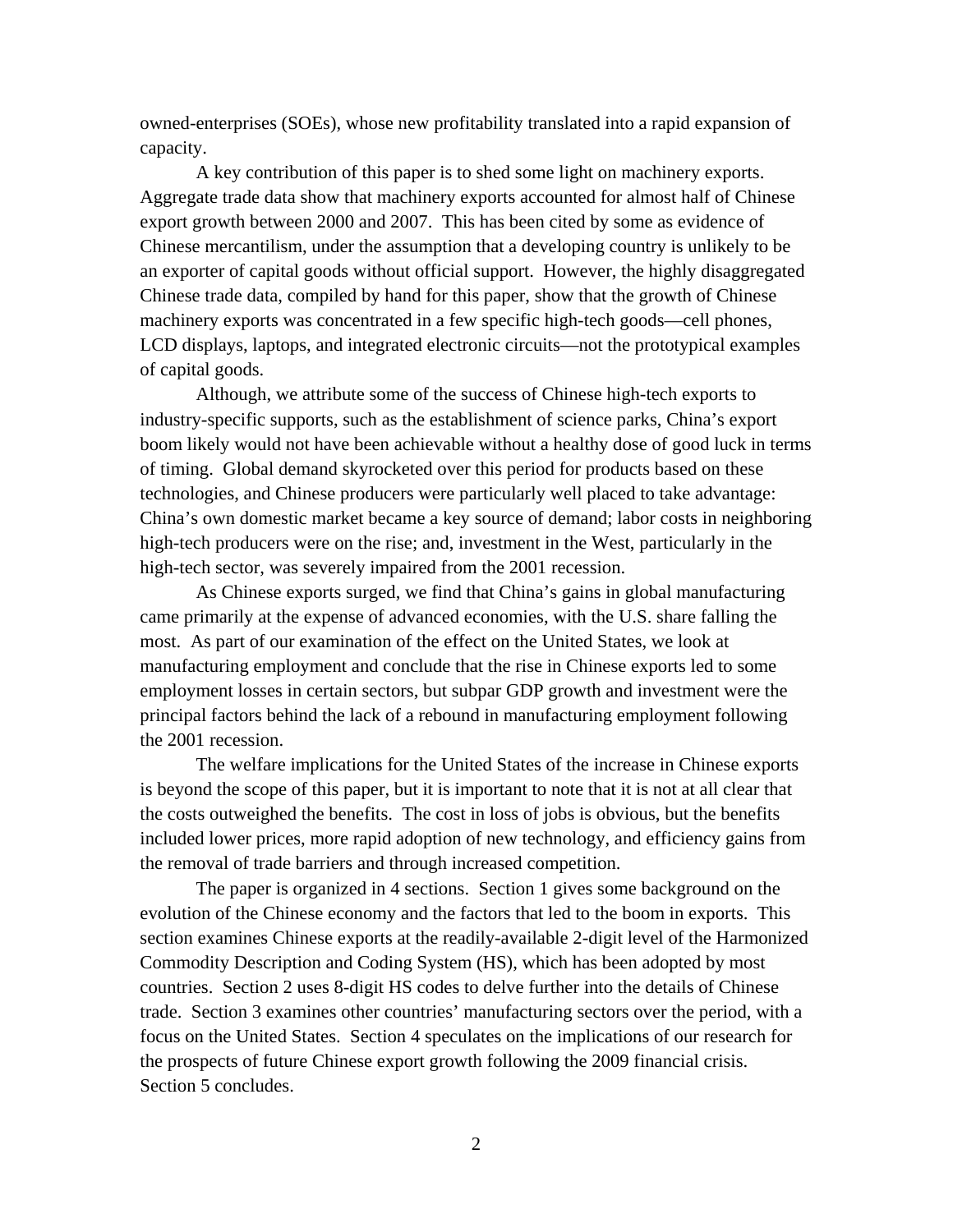owned-enterprises (SOEs), whose new profitability translated into a rapid expansion of capacity.

A key contribution of this paper is to shed some light on machinery exports. Aggregate trade data show that machinery exports accounted for almost half of Chinese export growth between 2000 and 2007. This has been cited by some as evidence of Chinese mercantilism, under the assumption that a developing country is unlikely to be an exporter of capital goods without official support. However, the highly disaggregated Chinese trade data, compiled by hand for this paper, show that the growth of Chinese machinery exports was concentrated in a few specific high-tech goods—cell phones, LCD displays, laptops, and integrated electronic circuits—not the prototypical examples of capital goods.

Although, we attribute some of the success of Chinese high-tech exports to industry-specific supports, such as the establishment of science parks, China's export boom likely would not have been achievable without a healthy dose of good luck in terms of timing. Global demand skyrocketed over this period for products based on these technologies, and Chinese producers were particularly well placed to take advantage: China's own domestic market became a key source of demand; labor costs in neighboring high-tech producers were on the rise; and, investment in the West, particularly in the high-tech sector, was severely impaired from the 2001 recession.

As Chinese exports surged, we find that China's gains in global manufacturing came primarily at the expense of advanced economies, with the U.S. share falling the most. As part of our examination of the effect on the United States, we look at manufacturing employment and conclude that the rise in Chinese exports led to some employment losses in certain sectors, but subpar GDP growth and investment were the principal factors behind the lack of a rebound in manufacturing employment following the 2001 recession.

The welfare implications for the United States of the increase in Chinese exports is beyond the scope of this paper, but it is important to note that it is not at all clear that the costs outweighed the benefits. The cost in loss of jobs is obvious, but the benefits included lower prices, more rapid adoption of new technology, and efficiency gains from the removal of trade barriers and through increased competition.

The paper is organized in 4 sections. Section 1 gives some background on the evolution of the Chinese economy and the factors that led to the boom in exports. This section examines Chinese exports at the readily-available 2-digit level of the Harmonized Commodity Description and Coding System (HS), which has been adopted by most countries. Section 2 uses 8-digit HS codes to delve further into the details of Chinese trade. Section 3 examines other countries' manufacturing sectors over the period, with a focus on the United States. Section 4 speculates on the implications of our research for the prospects of future Chinese export growth following the 2009 financial crisis. Section 5 concludes.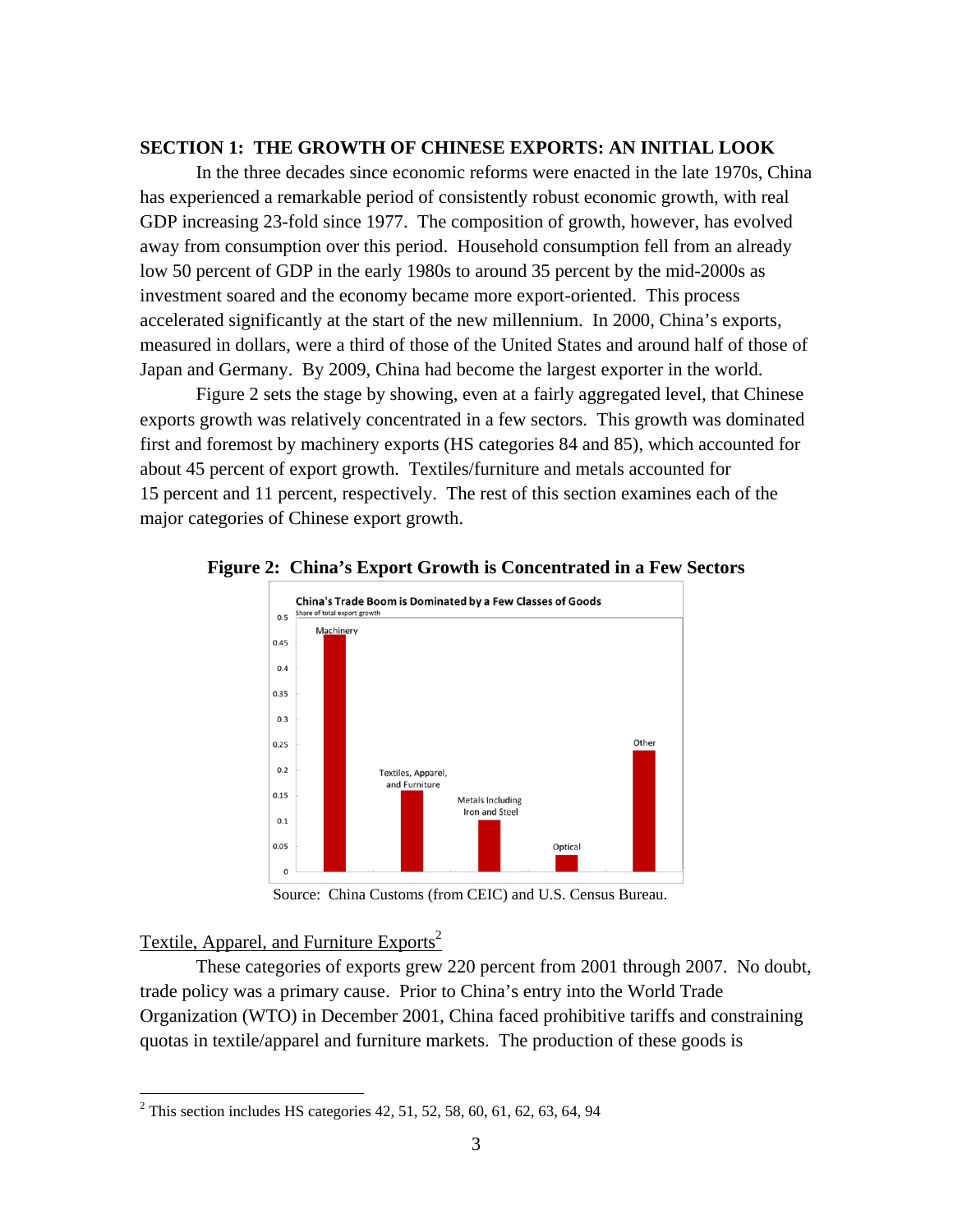## SECTION 1: THE GROWTH OF CHINESE EXPORTS: AN INITIAL LOOK

In the three decades since economic reforms were enacted in the late 1970s, China has experienced a remarkable period of consistently robust economic growth, with real GDP increasing 23-fold since 1977. The composition of growth, however, has evolved away from consumption over this period. Household consumption fell from an already low 50 percent of GDP in the early 1980s to around 35 percent by the mid-2000s as investment soared and the economy became more export-oriented. This process accelerated significantly at the start of the new millennium. In 2000, China's exports, measured in dollars, were a third of those of the United States and around half of those of Japan and Germany. By 2009, China had become the largest exporter in the world.

Figure 2 sets the stage by showing, even at a fairly aggregated level, that Chinese exports growth was relatively concentrated in a few sectors. This growth was dominated first and foremost by machinery exports (HS categories 84 and 85), which accounted for about 45 percent of export growth. Textiles/furniture and metals accounted for 15 percent and 11 percent, respectively. The rest of this section examines each of the major categories of Chinese export growth.

**Figure 2: China's Export Growth is Concentrated in a Few Sectors**

China's Trade Boom is Dominated by a Few Classes of Goods
Share of total export growth

| Category | Share of total export growth (approx.) |
|---|---|
| Machinery | 0.465 |
| Textiles, Apparel, and Furniture | 0.16 |
| Metals Including Iron and Steel | 0.10 |
| Optical | 0.03 |
| Other | 0.24 |

Source: China Customs (from CEIC) and U.S. Census Bureau.

### Textile, Apparel, and Furniture Exports[2]

These categories of exports grew 220 percent from 2001 through 2007. No doubt, trade policy was a primary cause. Prior to China's entry into the World Trade Organization (WTO) in December 2001, China faced prohibitive tariffs and constraining quotas in textile/apparel and furniture markets. The production of these goods is

[2] This section includes HS categories 42, 51, 52, 58, 60, 61, 62, 63, 64, 94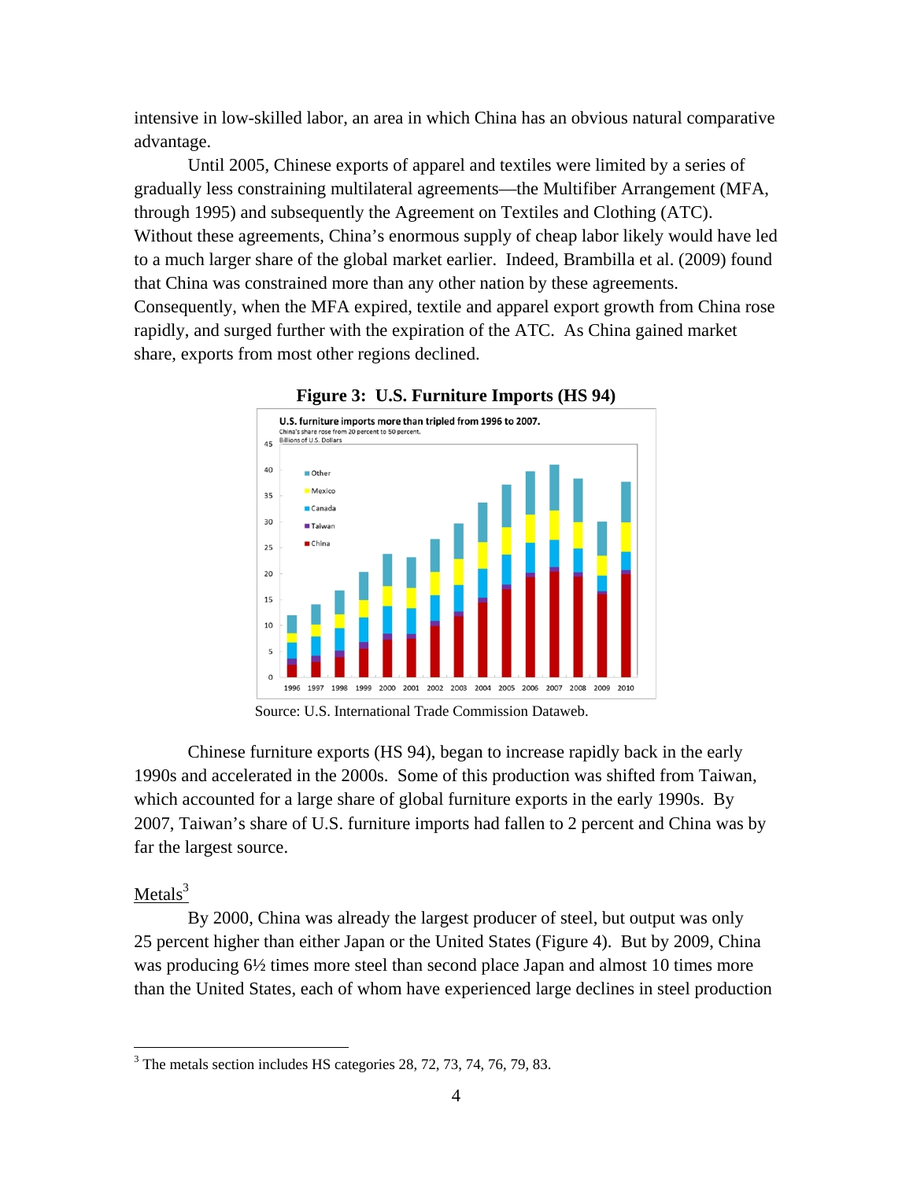intensive in low-skilled labor, an area in which China has an obvious natural comparative advantage.

Until 2005, Chinese exports of apparel and textiles were limited by a series of gradually less constraining multilateral agreements—the Multifiber Arrangement (MFA, through 1995) and subsequently the Agreement on Textiles and Clothing (ATC). Without these agreements, China's enormous supply of cheap labor likely would have led to a much larger share of the global market earlier. Indeed, Brambilla et al. (2009) found that China was constrained more than any other nation by these agreements. Consequently, when the MFA expired, textile and apparel export growth from China rose rapidly, and surged further with the expiration of the ATC. As China gained market share, exports from most other regions declined.

**Figure 3: U.S. Furniture Imports (HS 94)**

Source: U.S. International Trade Commission Dataweb.

Chinese furniture exports (HS 94), began to increase rapidly back in the early 1990s and accelerated in the 2000s. Some of this production was shifted from Taiwan, which accounted for a large share of global furniture exports in the early 1990s. By 2007, Taiwan's share of U.S. furniture imports had fallen to 2 percent and China was by far the largest source.

<u>Metals</u>[3]

By 2000, China was already the largest producer of steel, but output was only 25 percent higher than either Japan or the United States (Figure 4). But by 2009, China was producing 6½ times more steel than second place Japan and almost 10 times more than the United States, each of whom have experienced large declines in steel production

[3] The metals section includes HS categories 28, 72, 73, 74, 76, 79, 83.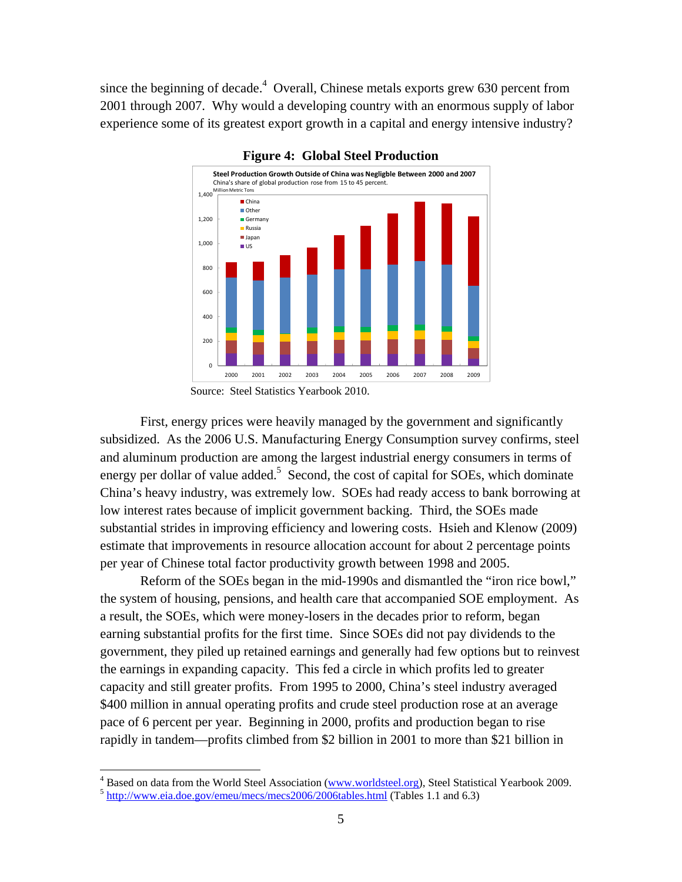since the beginning of decade.[4] Overall, Chinese metals exports grew 630 percent from 2001 through 2007. Why would a developing country with an enormous supply of labor experience some of its greatest export growth in a capital and energy intensive industry?

**Figure 4: Global Steel Production**

Source: Steel Statistics Yearbook 2010.

First, energy prices were heavily managed by the government and significantly subsidized. As the 2006 U.S. Manufacturing Energy Consumption survey confirms, steel and aluminum production are among the largest industrial energy consumers in terms of energy per dollar of value added.[5] Second, the cost of capital for SOEs, which dominate China's heavy industry, was extremely low. SOEs had ready access to bank borrowing at low interest rates because of implicit government backing. Third, the SOEs made substantial strides in improving efficiency and lowering costs. Hsieh and Klenow (2009) estimate that improvements in resource allocation account for about 2 percentage points per year of Chinese total factor productivity growth between 1998 and 2005.

Reform of the SOEs began in the mid-1990s and dismantled the "iron rice bowl," the system of housing, pensions, and health care that accompanied SOE employment. As a result, the SOEs, which were money-losers in the decades prior to reform, began earning substantial profits for the first time. Since SOEs did not pay dividends to the government, they piled up retained earnings and generally had few options but to reinvest the earnings in expanding capacity. This fed a circle in which profits led to greater capacity and still greater profits. From 1995 to 2000, China's steel industry averaged $400 million in annual operating profits and crude steel production rose at an average pace of 6 percent per year. Beginning in 2000, profits and production began to rise rapidly in tandem—profits climbed from $2 billion in 2001 to more than $21 billion in

[4] Based on data from the World Steel Association (www.worldsteel.org), Steel Statistical Yearbook 2009.

[5] http://www.eia.doe.gov/emeu/mecs/mecs2006/2006tables.html (Tables 1.1 and 6.3)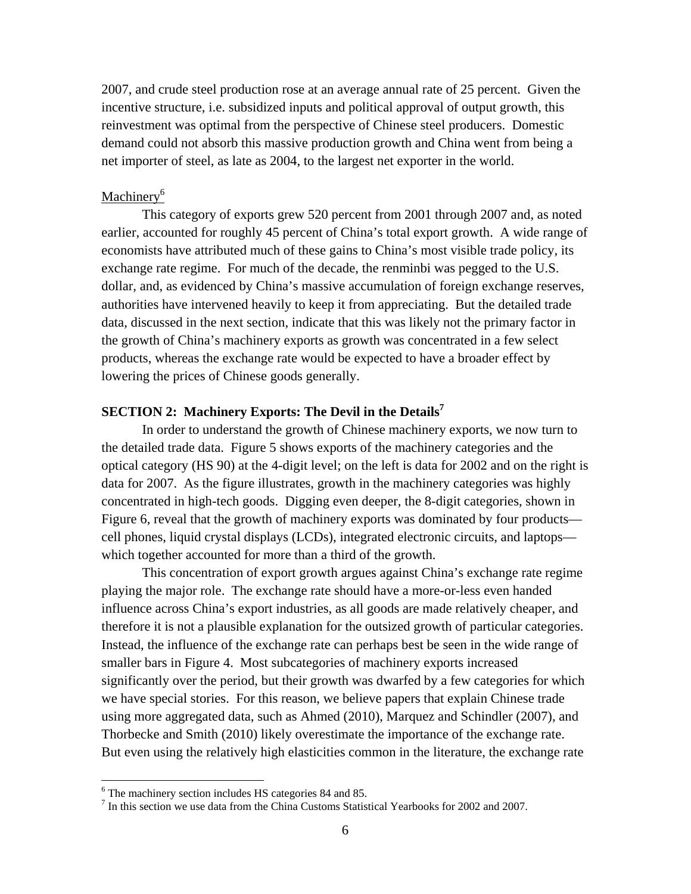2007, and crude steel production rose at an average annual rate of 25 percent. Given the incentive structure, i.e. subsidized inputs and political approval of output growth, this reinvestment was optimal from the perspective of Chinese steel producers. Domestic demand could not absorb this massive production growth and China went from being a net importer of steel, as late as 2004, to the largest net exporter in the world.

Machinery[6]

This category of exports grew 520 percent from 2001 through 2007 and, as noted earlier, accounted for roughly 45 percent of China's total export growth. A wide range of economists have attributed much of these gains to China's most visible trade policy, its exchange rate regime. For much of the decade, the renminbi was pegged to the U.S. dollar, and, as evidenced by China's massive accumulation of foreign exchange reserves, authorities have intervened heavily to keep it from appreciating. But the detailed trade data, discussed in the next section, indicate that this was likely not the primary factor in the growth of China's machinery exports as growth was concentrated in a few select products, whereas the exchange rate would be expected to have a broader effect by lowering the prices of Chinese goods generally.

## SECTION 2: Machinery Exports: The Devil in the Details[7]

In order to understand the growth of Chinese machinery exports, we now turn to the detailed trade data. Figure 5 shows exports of the machinery categories and the optical category (HS 90) at the 4-digit level; on the left is data for 2002 and on the right is data for 2007. As the figure illustrates, growth in the machinery categories was highly concentrated in high-tech goods. Digging even deeper, the 8-digit categories, shown in Figure 6, reveal that the growth of machinery exports was dominated by four products—cell phones, liquid crystal displays (LCDs), integrated electronic circuits, and laptops—which together accounted for more than a third of the growth.

This concentration of export growth argues against China's exchange rate regime playing the major role. The exchange rate should have a more-or-less even handed influence across China's export industries, as all goods are made relatively cheaper, and therefore it is not a plausible explanation for the outsized growth of particular categories. Instead, the influence of the exchange rate can perhaps best be seen in the wide range of smaller bars in Figure 4. Most subcategories of machinery exports increased significantly over the period, but their growth was dwarfed by a few categories for which we have special stories. For this reason, we believe papers that explain Chinese trade using more aggregated data, such as Ahmed (2010), Marquez and Schindler (2007), and Thorbecke and Smith (2010) likely overestimate the importance of the exchange rate. But even using the relatively high elasticities common in the literature, the exchange rate

[6] The machinery section includes HS categories 84 and 85.

[7] In this section we use data from the China Customs Statistical Yearbooks for 2002 and 2007.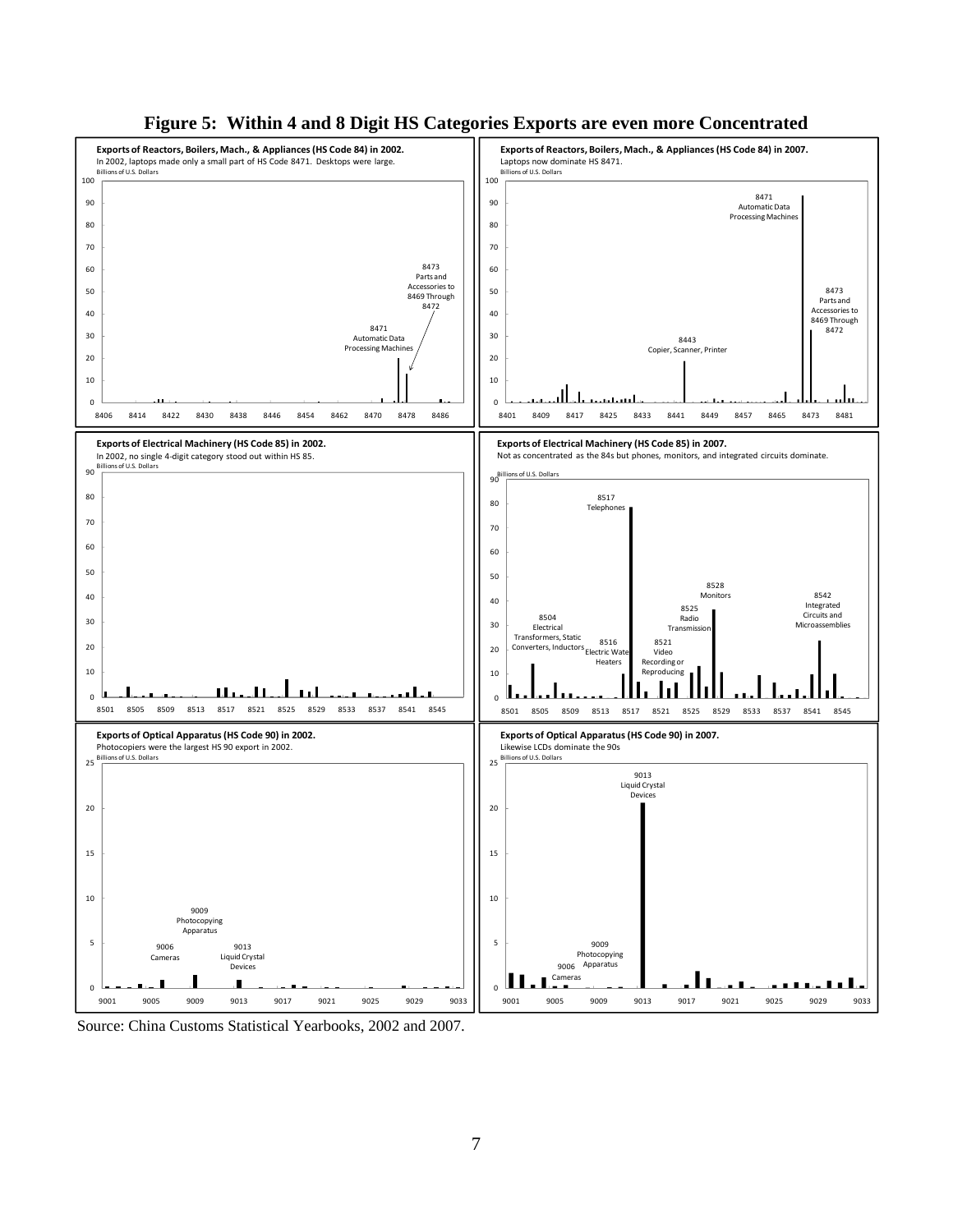# Figure 5: Within 4 and 8 Digit HS Categories Exports are even more Concentrated

**Exports of Reactors, Boilers, Mach., & Appliances (HS Code 84) in 2002.**
In 2002, laptops made only a small part of HS Code 8471. Desktops were large.
Billions of U.S. Dollars

8471 Automatic Data Processing Machines

8473 Parts and Accessories to 8469 Through 8472

**Exports of Reactors, Boilers, Mach., & Appliances (HS Code 84) in 2007.**
Laptops now dominate HS 8471.
Billions of U.S. Dollars

8471 Automatic Data Processing Machines

8473 Parts and Accessories to 8469 Through 8472

8443 Copier, Scanner, Printer

**Exports of Electrical Machinery (HS Code 85) in 2002.**
In 2002, no single 4-digit category stood out within HS 85.
Billions of U.S. Dollars

**Exports of Electrical Machinery (HS Code 85) in 2007.**
Not as concentrated as the 84s but phones, monitors, and integrated circuits dominate.
Billions of U.S. Dollars

8517 Telephones

8528 Monitors

8525 Radio Transmission

8542 Integrated Circuits and Microassemblies

8504 Electrical Transformers, Static Converters, Inductors

8516 Electric Water Heaters

8521 Video Recording or Reproducing

**Exports of Optical Apparatus (HS Code 90) in 2002.**
Photocopiers were the largest HS 90 export in 2002.
Billions of U.S. Dollars

9009 Photocopying Apparatus

9006 Cameras

9013 Liquid Crystal Devices

**Exports of Optical Apparatus (HS Code 90) in 2007.**
Likewise LCDs dominate the 90s
Billions of U.S. Dollars

9013 Liquid Crystal Devices

9009 Photocopying Apparatus

9006 Cameras

Source: China Customs Statistical Yearbooks, 2002 and 2007.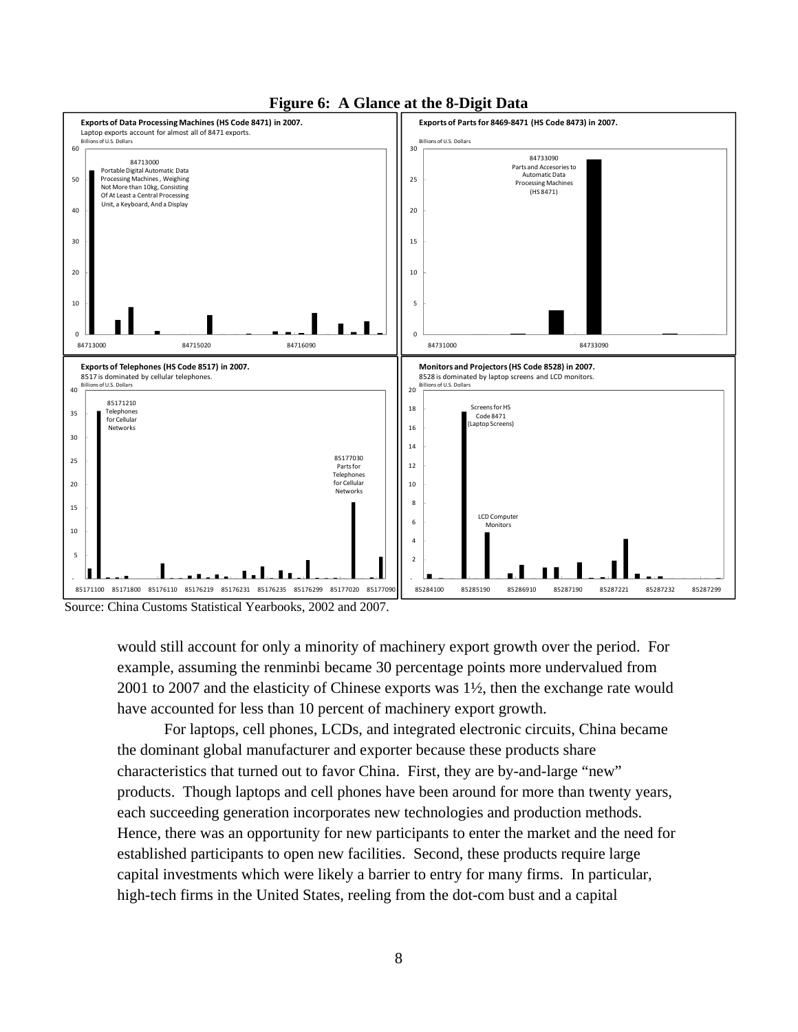**Figure 6: A Glance at the 8-Digit Data**

Source: China Customs Statistical Yearbooks, 2002 and 2007.

would still account for only a minority of machinery export growth over the period. For example, assuming the renminbi became 30 percentage points more undervalued from 2001 to 2007 and the elasticity of Chinese exports was 1½, then the exchange rate would have accounted for less than 10 percent of machinery export growth.

For laptops, cell phones, LCDs, and integrated electronic circuits, China became the dominant global manufacturer and exporter because these products share characteristics that turned out to favor China. First, they are by-and-large "new" products. Though laptops and cell phones have been around for more than twenty years, each succeeding generation incorporates new technologies and production methods. Hence, there was an opportunity for new participants to enter the market and the need for established participants to open new facilities. Second, these products require large capital investments which were likely a barrier to entry for many firms. In particular, high-tech firms in the United States, reeling from the dot-com bust and a capital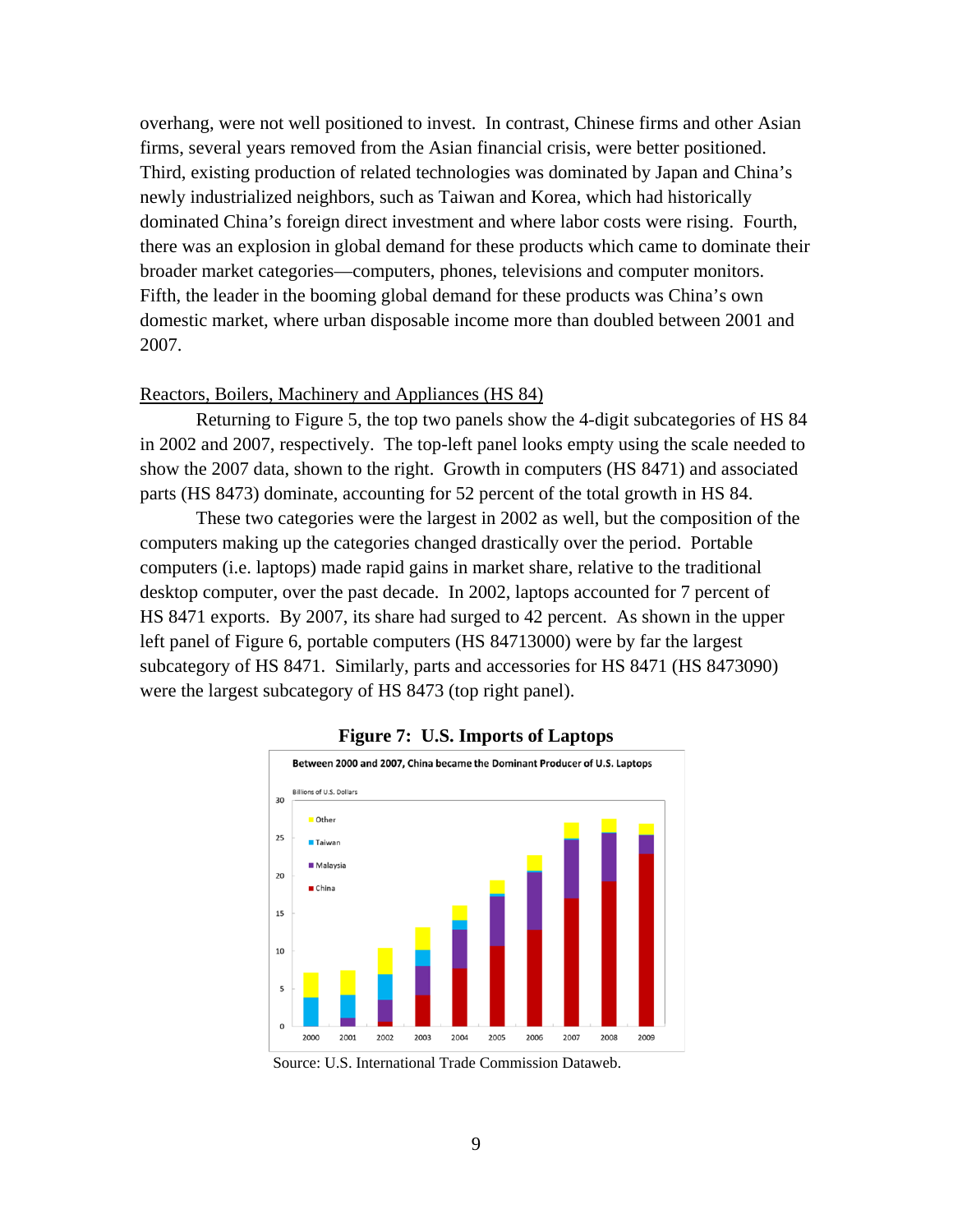overhang, were not well positioned to invest. In contrast, Chinese firms and other Asian firms, several years removed from the Asian financial crisis, were better positioned. Third, existing production of related technologies was dominated by Japan and China's newly industrialized neighbors, such as Taiwan and Korea, which had historically dominated China's foreign direct investment and where labor costs were rising. Fourth, there was an explosion in global demand for these products which came to dominate their broader market categories—computers, phones, televisions and computer monitors. Fifth, the leader in the booming global demand for these products was China's own domestic market, where urban disposable income more than doubled between 2001 and 2007.

## Reactors, Boilers, Machinery and Appliances (HS 84)

Returning to Figure 5, the top two panels show the 4-digit subcategories of HS 84 in 2002 and 2007, respectively. The top-left panel looks empty using the scale needed to show the 2007 data, shown to the right. Growth in computers (HS 8471) and associated parts (HS 8473) dominate, accounting for 52 percent of the total growth in HS 84.

These two categories were the largest in 2002 as well, but the composition of the computers making up the categories changed drastically over the period. Portable computers (i.e. laptops) made rapid gains in market share, relative to the traditional desktop computer, over the past decade. In 2002, laptops accounted for 7 percent of HS 8471 exports. By 2007, its share had surged to 42 percent. As shown in the upper left panel of Figure 6, portable computers (HS 84713000) were by far the largest subcategory of HS 8471. Similarly, parts and accessories for HS 8471 (HS 8473090) were the largest subcategory of HS 8473 (top right panel).

**Figure 7: U.S. Imports of Laptops**

Source: U.S. International Trade Commission Dataweb.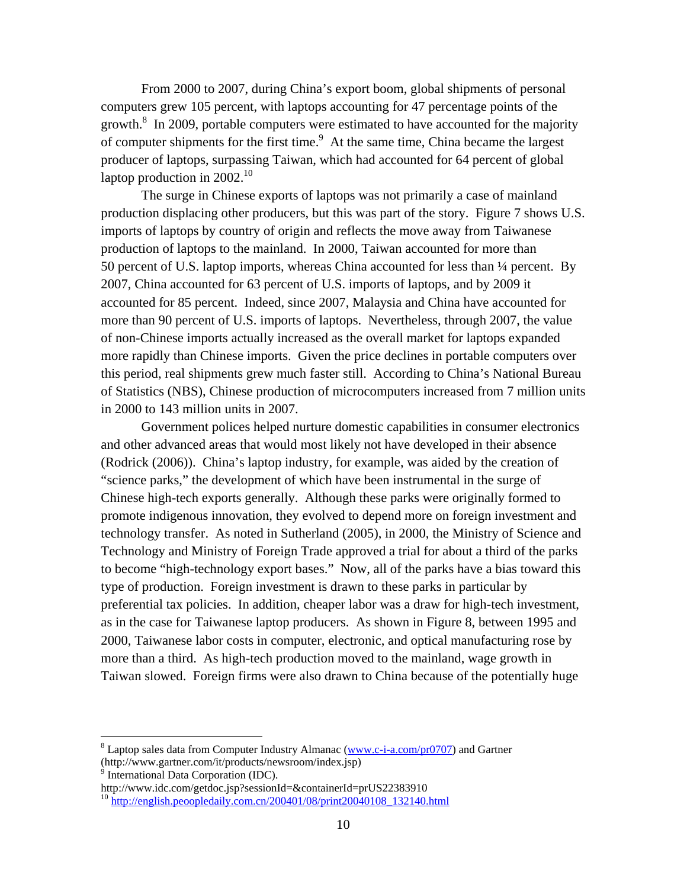From 2000 to 2007, during China's export boom, global shipments of personal computers grew 105 percent, with laptops accounting for 47 percentage points of the growth.[8] In 2009, portable computers were estimated to have accounted for the majority of computer shipments for the first time.[9] At the same time, China became the largest producer of laptops, surpassing Taiwan, which had accounted for 64 percent of global laptop production in 2002.[10]

The surge in Chinese exports of laptops was not primarily a case of mainland production displacing other producers, but this was part of the story. Figure 7 shows U.S. imports of laptops by country of origin and reflects the move away from Taiwanese production of laptops to the mainland. In 2000, Taiwan accounted for more than 50 percent of U.S. laptop imports, whereas China accounted for less than ¼ percent. By 2007, China accounted for 63 percent of U.S. imports of laptops, and by 2009 it accounted for 85 percent. Indeed, since 2007, Malaysia and China have accounted for more than 90 percent of U.S. imports of laptops. Nevertheless, through 2007, the value of non-Chinese imports actually increased as the overall market for laptops expanded more rapidly than Chinese imports. Given the price declines in portable computers over this period, real shipments grew much faster still. According to China's National Bureau of Statistics (NBS), Chinese production of microcomputers increased from 7 million units in 2000 to 143 million units in 2007.

Government polices helped nurture domestic capabilities in consumer electronics and other advanced areas that would most likely not have developed in their absence (Rodrick (2006)). China's laptop industry, for example, was aided by the creation of "science parks," the development of which have been instrumental in the surge of Chinese high-tech exports generally. Although these parks were originally formed to promote indigenous innovation, they evolved to depend more on foreign investment and technology transfer. As noted in Sutherland (2005), in 2000, the Ministry of Science and Technology and Ministry of Foreign Trade approved a trial for about a third of the parks to become "high-technology export bases." Now, all of the parks have a bias toward this type of production. Foreign investment is drawn to these parks in particular by preferential tax policies. In addition, cheaper labor was a draw for high-tech investment, as in the case for Taiwanese laptop producers. As shown in Figure 8, between 1995 and 2000, Taiwanese labor costs in computer, electronic, and optical manufacturing rose by more than a third. As high-tech production moved to the mainland, wage growth in Taiwan slowed. Foreign firms were also drawn to China because of the potentially huge

---

[8] Laptop sales data from Computer Industry Almanac (www.c-i-a.com/pr0707) and Gartner (http://www.gartner.com/it/products/newsroom/index.jsp)

[9] International Data Corporation (IDC). http://www.idc.com/getdoc.jsp?sessionId=&containerId=prUS22383910

[10] http://english.peoopledaily.com.cn/200401/08/print20040108_132140.html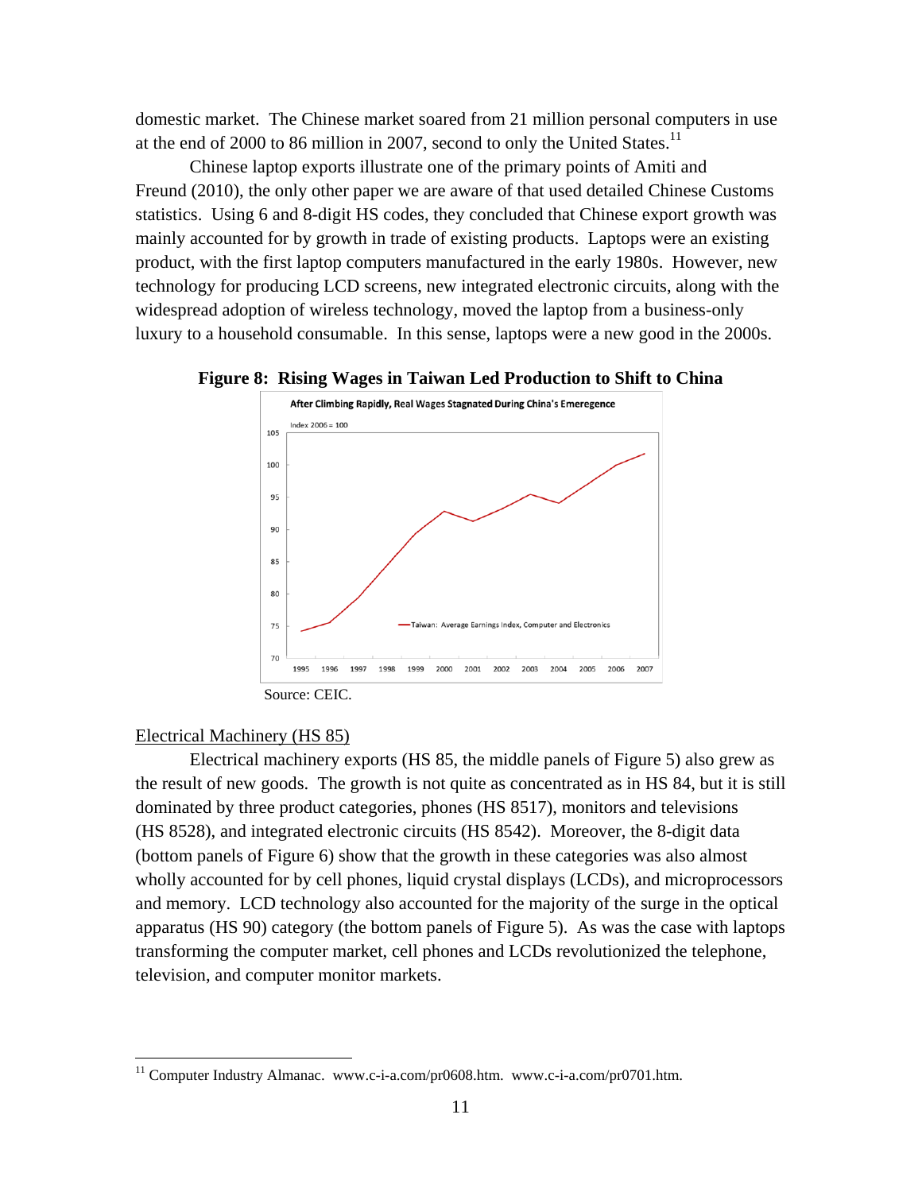domestic market. The Chinese market soared from 21 million personal computers in use at the end of 2000 to 86 million in 2007, second to only the United States.[11]

Chinese laptop exports illustrate one of the primary points of Amiti and Freund (2010), the only other paper we are aware of that used detailed Chinese Customs statistics. Using 6 and 8-digit HS codes, they concluded that Chinese export growth was mainly accounted for by growth in trade of existing products. Laptops were an existing product, with the first laptop computers manufactured in the early 1980s. However, new technology for producing LCD screens, new integrated electronic circuits, along with the widespread adoption of wireless technology, moved the laptop from a business-only luxury to a household consumable. In this sense, laptops were a new good in the 2000s.

**Figure 8: Rising Wages in Taiwan Led Production to Shift to China**

Source: CEIC.

Electrical Machinery (HS 85)

Electrical machinery exports (HS 85, the middle panels of Figure 5) also grew as the result of new goods. The growth is not quite as concentrated as in HS 84, but it is still dominated by three product categories, phones (HS 8517), monitors and televisions (HS 8528), and integrated electronic circuits (HS 8542). Moreover, the 8-digit data (bottom panels of Figure 6) show that the growth in these categories was also almost wholly accounted for by cell phones, liquid crystal displays (LCDs), and microprocessors and memory. LCD technology also accounted for the majority of the surge in the optical apparatus (HS 90) category (the bottom panels of Figure 5). As was the case with laptops transforming the computer market, cell phones and LCDs revolutionized the telephone, television, and computer monitor markets.

[11] Computer Industry Almanac. www.c-i-a.com/pr0608.htm. www.c-i-a.com/pr0701.htm.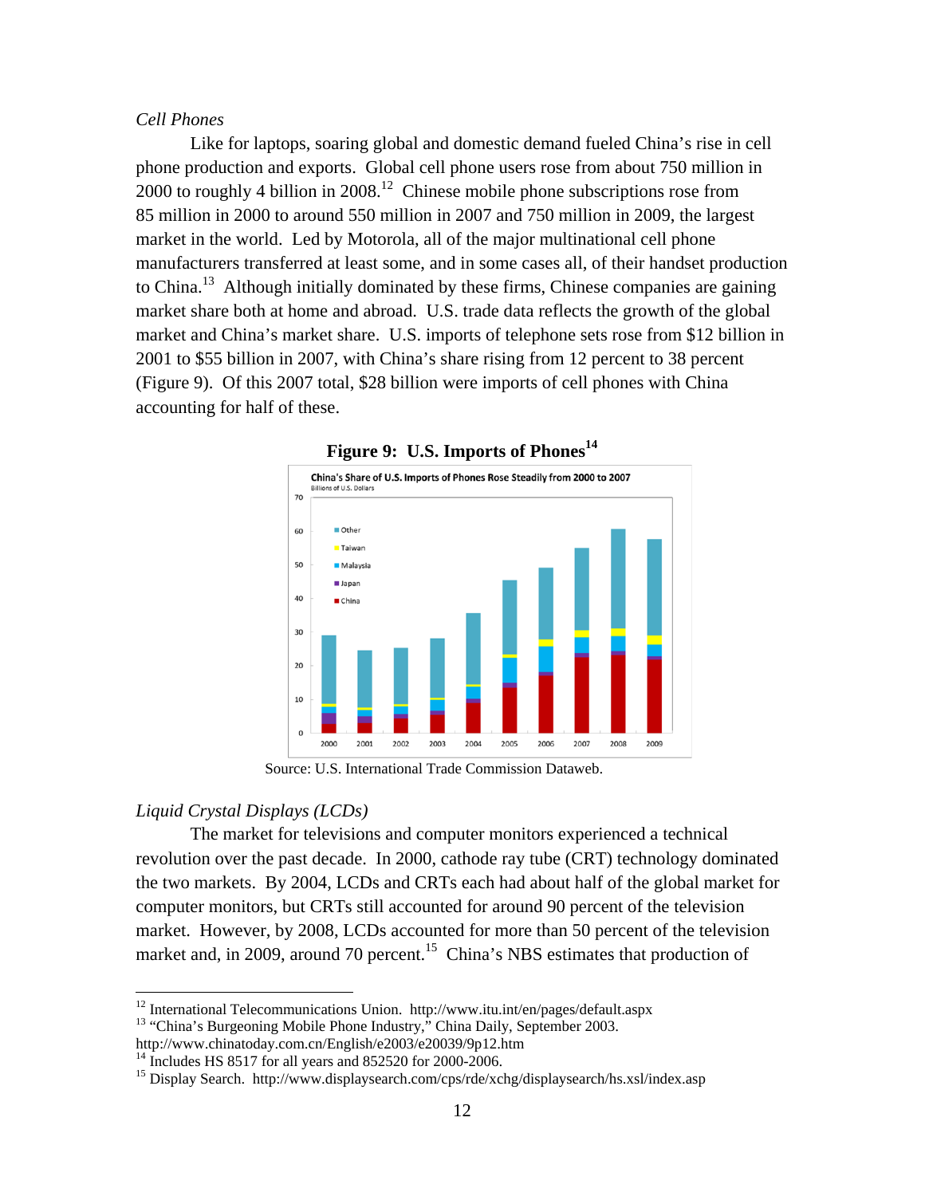*Cell Phones*

Like for laptops, soaring global and domestic demand fueled China's rise in cell phone production and exports. Global cell phone users rose from about 750 million in 2000 to roughly 4 billion in 2008.[12] Chinese mobile phone subscriptions rose from 85 million in 2000 to around 550 million in 2007 and 750 million in 2009, the largest market in the world. Led by Motorola, all of the major multinational cell phone manufacturers transferred at least some, and in some cases all, of their handset production to China.[13] Although initially dominated by these firms, Chinese companies are gaining market share both at home and abroad. U.S. trade data reflects the growth of the global market and China's market share. U.S. imports of telephone sets rose from $12 billion in 2001 to $55 billion in 2007, with China's share rising from 12 percent to 38 percent (Figure 9). Of this 2007 total, $28 billion were imports of cell phones with China accounting for half of these.

**Figure 9: U.S. Imports of Phones[14]**

Source: U.S. International Trade Commission Dataweb.

*Liquid Crystal Displays (LCDs)*

The market for televisions and computer monitors experienced a technical revolution over the past decade. In 2000, cathode ray tube (CRT) technology dominated the two markets. By 2004, LCDs and CRTs each had about half of the global market for computer monitors, but CRTs still accounted for around 90 percent of the television market. However, by 2008, LCDs accounted for more than 50 percent of the television market and, in 2009, around 70 percent.[15] China's NBS estimates that production of

---

[12] International Telecommunications Union. http://www.itu.int/en/pages/default.aspx

[13] "China's Burgeoning Mobile Phone Industry," China Daily, September 2003. http://www.chinatoday.com.cn/English/e2003/e20039/9p12.htm

[14] Includes HS 8517 for all years and 852520 for 2000-2006.

[15] Display Search. http://www.displaysearch.com/cps/rde/xchg/displaysearch/hs.xsl/index.asp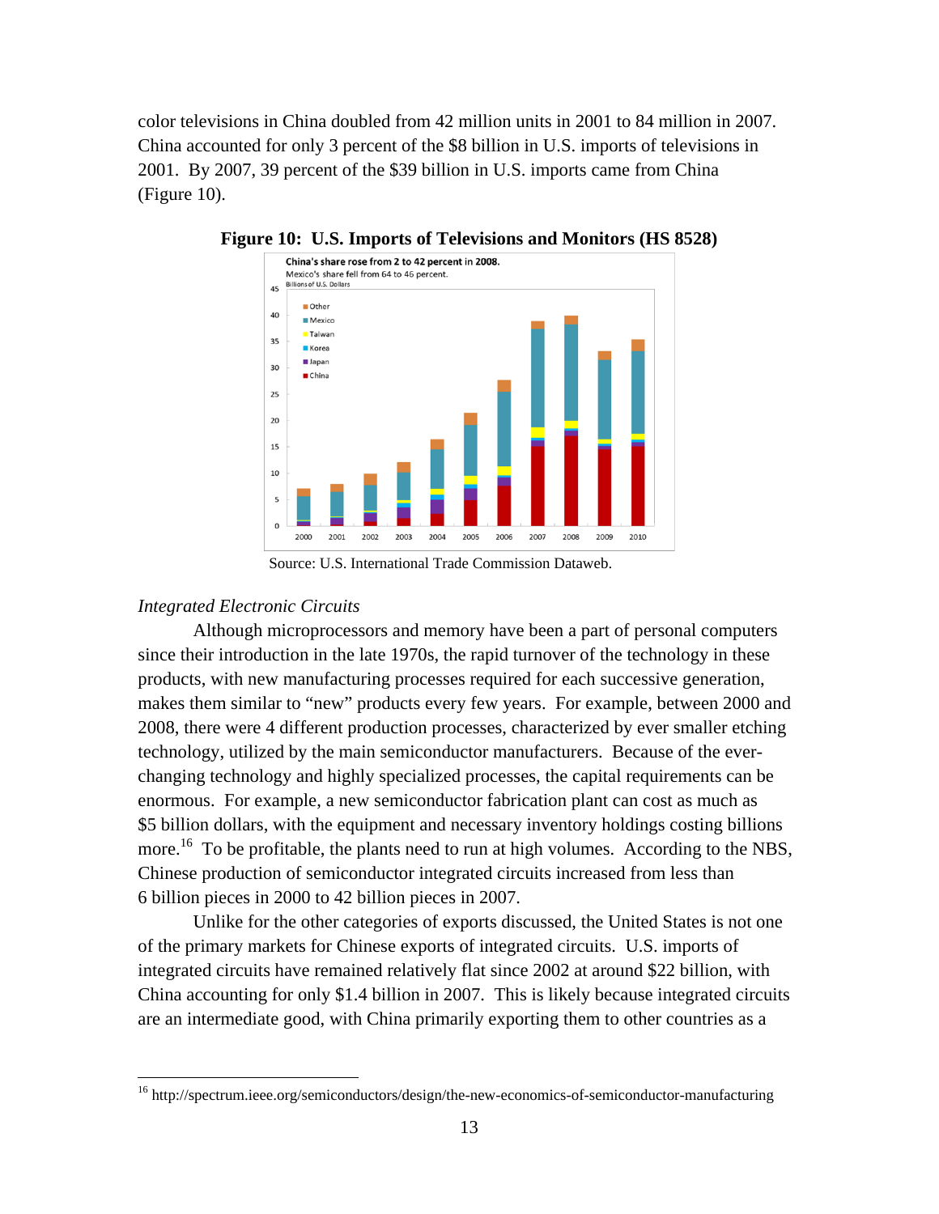color televisions in China doubled from 42 million units in 2001 to 84 million in 2007. China accounted for only 3 percent of the $8 billion in U.S. imports of televisions in 2001. By 2007, 39 percent of the $39 billion in U.S. imports came from China (Figure 10).

**Figure 10: U.S. Imports of Televisions and Monitors (HS 8528)**

Source: U.S. International Trade Commission Dataweb.

*Integrated Electronic Circuits*

Although microprocessors and memory have been a part of personal computers since their introduction in the late 1970s, the rapid turnover of the technology in these products, with new manufacturing processes required for each successive generation, makes them similar to "new" products every few years. For example, between 2000 and 2008, there were 4 different production processes, characterized by ever smaller etching technology, utilized by the main semiconductor manufacturers. Because of the ever-changing technology and highly specialized processes, the capital requirements can be enormous. For example, a new semiconductor fabrication plant can cost as much as $5 billion dollars, with the equipment and necessary inventory holdings costing billions more.[16] To be profitable, the plants need to run at high volumes. According to the NBS, Chinese production of semiconductor integrated circuits increased from less than 6 billion pieces in 2000 to 42 billion pieces in 2007.

Unlike for the other categories of exports discussed, the United States is not one of the primary markets for Chinese exports of integrated circuits. U.S. imports of integrated circuits have remained relatively flat since 2002 at around $22 billion, with China accounting for only $1.4 billion in 2007. This is likely because integrated circuits are an intermediate good, with China primarily exporting them to other countries as a

[16] http://spectrum.ieee.org/semiconductors/design/the-new-economics-of-semiconductor-manufacturing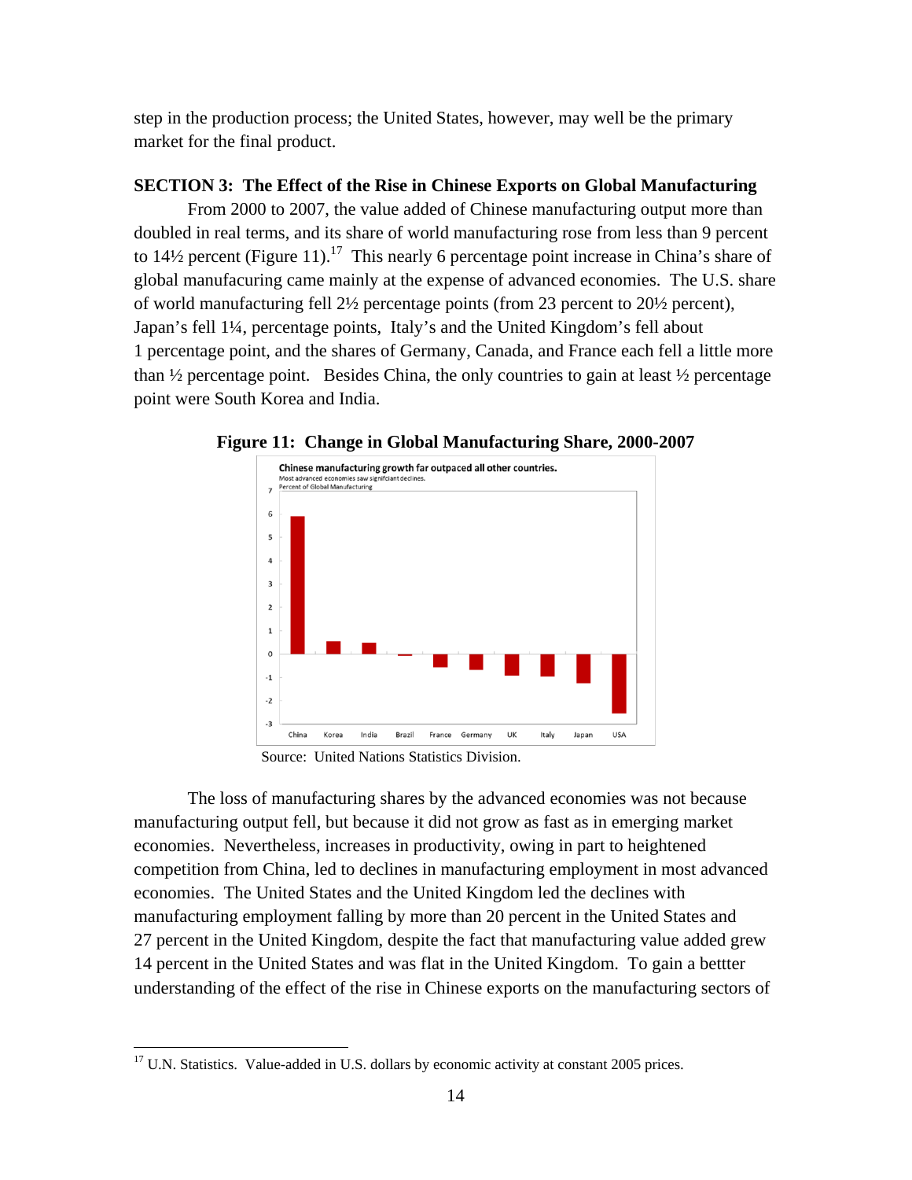step in the production process; the United States, however, may well be the primary market for the final product.

## SECTION 3: The Effect of the Rise in Chinese Exports on Global Manufacturing

From 2000 to 2007, the value added of Chinese manufacturing output more than doubled in real terms, and its share of world manufacturing rose from less than 9 percent to 14½ percent (Figure 11).[17] This nearly 6 percentage point increase in China's share of global manufacuring came mainly at the expense of advanced economies. The U.S. share of world manufacturing fell 2½ percentage points (from 23 percent to 20½ percent), Japan's fell 1¼, percentage points, Italy's and the United Kingdom's fell about 1 percentage point, and the shares of Germany, Canada, and France each fell a little more than ½ percentage point. Besides China, the only countries to gain at least ½ percentage point were South Korea and India.

**Figure 11: Change in Global Manufacturing Share, 2000-2007**

Chinese manufacturing growth far outpaced all other countries.
Most advanced economies saw signifciant declines.
Percent of Global Manufacturing

Source: United Nations Statistics Division.

The loss of manufacturing shares by the advanced economies was not because manufacturing output fell, but because it did not grow as fast as in emerging market economies. Nevertheless, increases in productivity, owing in part to heightened competition from China, led to declines in manufacturing employment in most advanced economies. The United States and the United Kingdom led the declines with manufacturing employment falling by more than 20 percent in the United States and 27 percent in the United Kingdom, despite the fact that manufacturing value added grew 14 percent in the United States and was flat in the United Kingdom. To gain a bettter understanding of the effect of the rise in Chinese exports on the manufacturing sectors of

[17] U.N. Statistics. Value-added in U.S. dollars by economic activity at constant 2005 prices.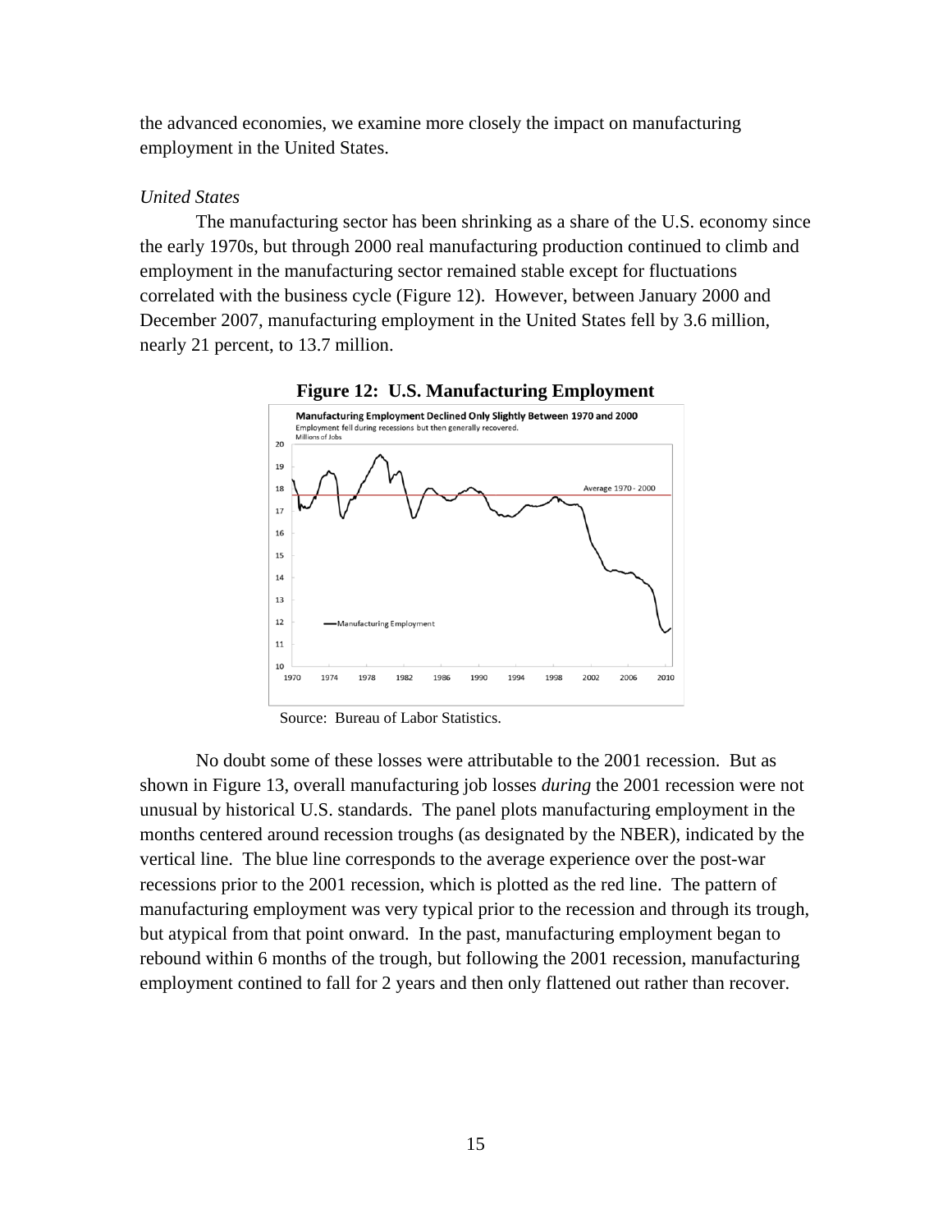the advanced economies, we examine more closely the impact on manufacturing employment in the United States.

*United States*

The manufacturing sector has been shrinking as a share of the U.S. economy since the early 1970s, but through 2000 real manufacturing production continued to climb and employment in the manufacturing sector remained stable except for fluctuations correlated with the business cycle (Figure 12). However, between January 2000 and December 2007, manufacturing employment in the United States fell by 3.6 million, nearly 21 percent, to 13.7 million.

**Figure 12: U.S. Manufacturing Employment**

Source: Bureau of Labor Statistics.

No doubt some of these losses were attributable to the 2001 recession. But as shown in Figure 13, overall manufacturing job losses *during* the 2001 recession were not unusual by historical U.S. standards. The panel plots manufacturing employment in the months centered around recession troughs (as designated by the NBER), indicated by the vertical line. The blue line corresponds to the average experience over the post-war recessions prior to the 2001 recession, which is plotted as the red line. The pattern of manufacturing employment was very typical prior to the recession and through its trough, but atypical from that point onward. In the past, manufacturing employment began to rebound within 6 months of the trough, but following the 2001 recession, manufacturing employment contined to fall for 2 years and then only flattened out rather than recover.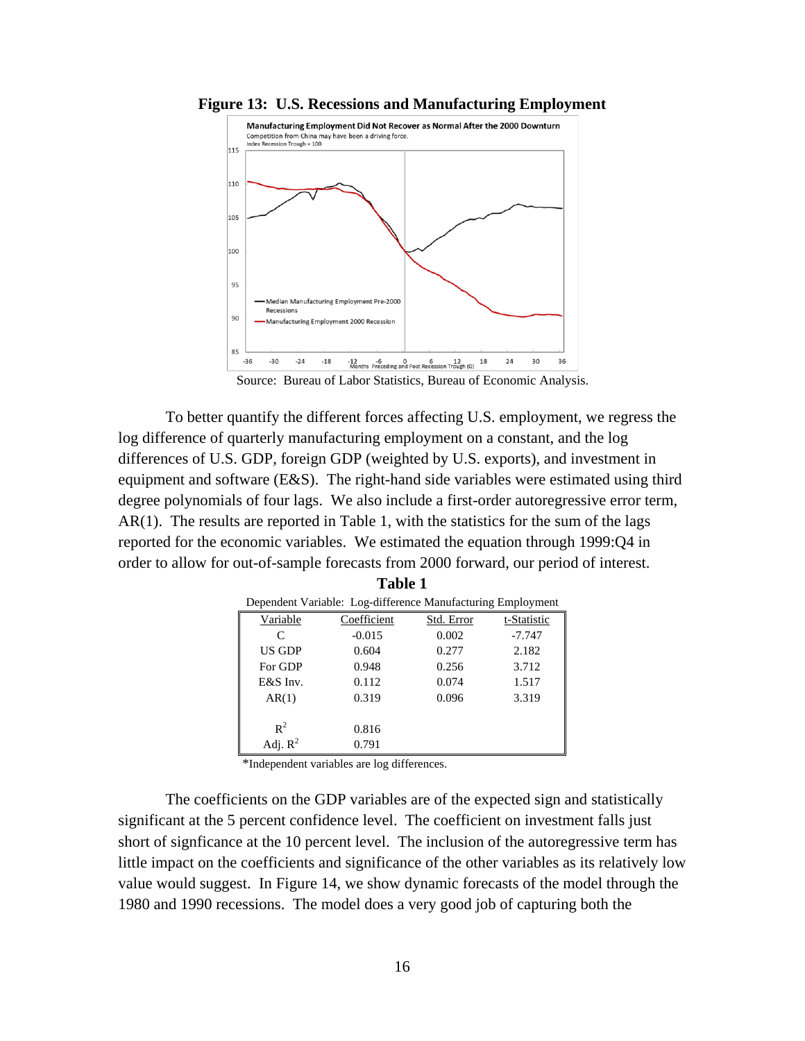**Figure 13: U.S. Recessions and Manufacturing Employment**

Source: Bureau of Labor Statistics, Bureau of Economic Analysis.

To better quantify the different forces affecting U.S. employment, we regress the log difference of quarterly manufacturing employment on a constant, and the log differences of U.S. GDP, foreign GDP (weighted by U.S. exports), and investment in equipment and software (E&S). The right-hand side variables were estimated using third degree polynomials of four lags. We also include a first-order autoregressive error term, AR(1). The results are reported in Table 1, with the statistics for the sum of the lags reported for the economic variables. We estimated the equation through 1999:Q4 in order to allow for out-of-sample forecasts from 2000 forward, our period of interest.

**Table 1**

Dependent Variable: Log-difference Manufacturing Employment

| Variable | Coefficient | Std. Error | t-Statistic |
|---|---|---|---|
| C | -0.015 | 0.002 | -7.747 |
| US GDP | 0.604 | 0.277 | 2.182 |
| For GDP | 0.948 | 0.256 | 3.712 |
| E&S Inv. | 0.112 | 0.074 | 1.517 |
| AR(1) | 0.319 | 0.096 | 3.319 |
| | | | |
| $R^2$ | 0.816 | | |
| Adj. $R^2$ | 0.791 | | |

*Independent variables are log differences.

The coefficients on the GDP variables are of the expected sign and statistically significant at the 5 percent confidence level. The coefficient on investment falls just short of signficance at the 10 percent level. The inclusion of the autoregressive term has little impact on the coefficients and significance of the other variables as its relatively low value would suggest. In Figure 14, we show dynamic forecasts of the model through the 1980 and 1990 recessions. The model does a very good job of capturing both the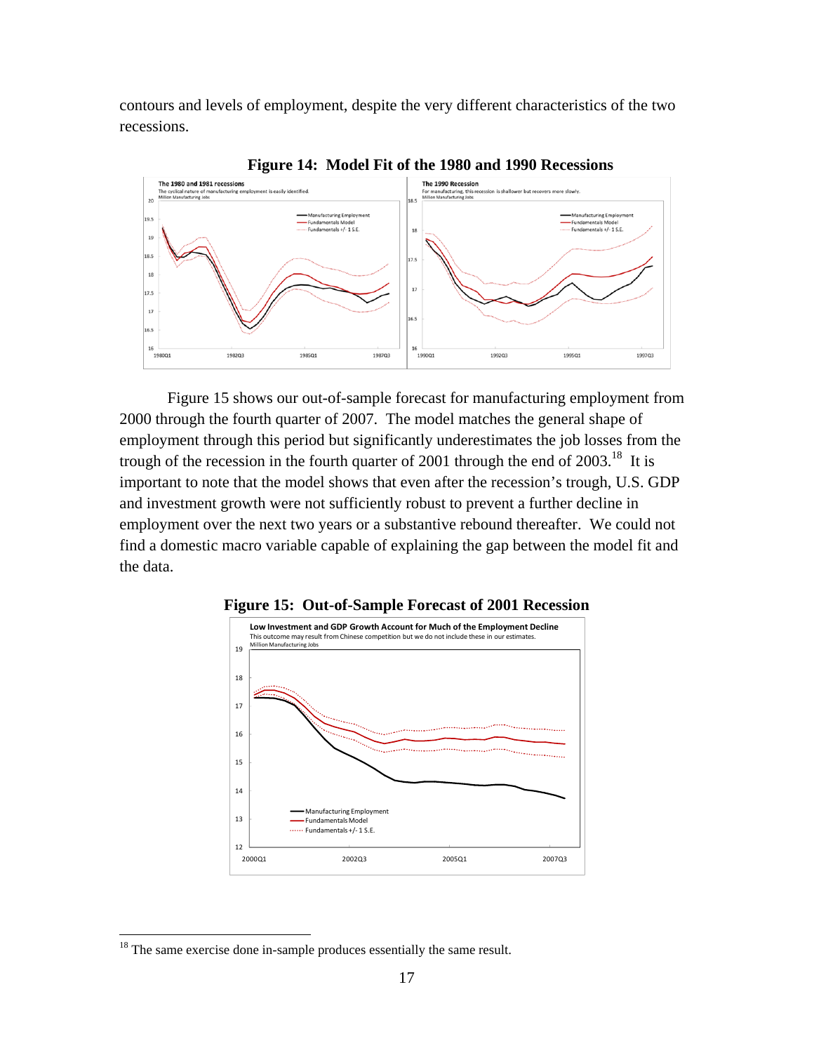contours and levels of employment, despite the very different characteristics of the two recessions.

**Figure 14: Model Fit of the 1980 and 1990 Recessions**

Figure 15 shows our out-of-sample forecast for manufacturing employment from 2000 through the fourth quarter of 2007. The model matches the general shape of employment through this period but significantly underestimates the job losses from the trough of the recession in the fourth quarter of 2001 through the end of 2003.[18] It is important to note that the model shows that even after the recession's trough, U.S. GDP and investment growth were not sufficiently robust to prevent a further decline in employment over the next two years or a substantive rebound thereafter. We could not find a domestic macro variable capable of explaining the gap between the model fit and the data.

**Figure 15: Out-of-Sample Forecast of 2001 Recession**

[18] The same exercise done in-sample produces essentially the same result.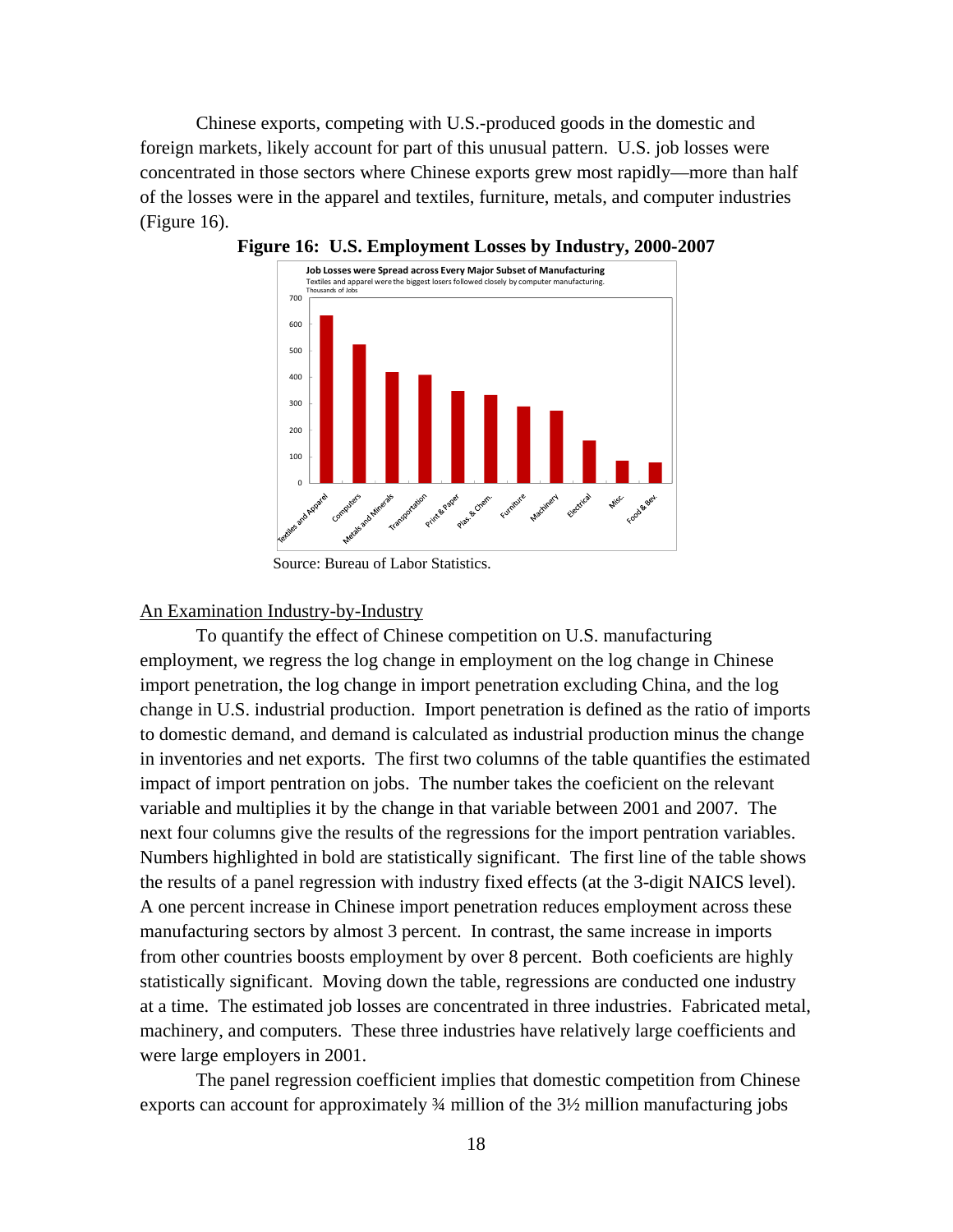Chinese exports, competing with U.S.-produced goods in the domestic and foreign markets, likely account for part of this unusual pattern. U.S. job losses were concentrated in those sectors where Chinese exports grew most rapidly—more than half of the losses were in the apparel and textiles, furniture, metals, and computer industries (Figure 16).

**Figure 16: U.S. Employment Losses by Industry, 2000-2007**

Source: Bureau of Labor Statistics.

<u>An Examination Industry-by-Industry</u>

To quantify the effect of Chinese competition on U.S. manufacturing employment, we regress the log change in employment on the log change in Chinese import penetration, the log change in import penetration excluding China, and the log change in U.S. industrial production. Import penetration is defined as the ratio of imports to domestic demand, and demand is calculated as industrial production minus the change in inventories and net exports. The first two columns of the table quantifies the estimated impact of import pentration on jobs. The number takes the coeficient on the relevant variable and multiplies it by the change in that variable between 2001 and 2007. The next four columns give the results of the regressions for the import pentration variables. Numbers highlighted in bold are statistically significant. The first line of the table shows the results of a panel regression with industry fixed effects (at the 3-digit NAICS level). A one percent increase in Chinese import penetration reduces employment across these manufacturing sectors by almost 3 percent. In contrast, the same increase in imports from other countries boosts employment by over 8 percent. Both coeficients are highly statistically significant. Moving down the table, regressions are conducted one industry at a time. The estimated job losses are concentrated in three industries. Fabricated metal, machinery, and computers. These three industries have relatively large coefficients and were large employers in 2001.

The panel regression coefficient implies that domestic competition from Chinese exports can account for approximately ¾ million of the 3½ million manufacturing jobs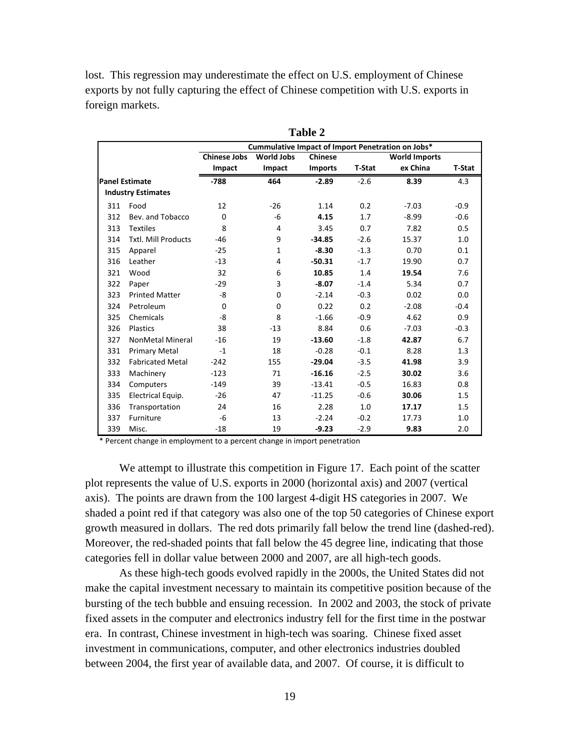lost. This regression may underestimate the effect on U.S. employment of Chinese exports by not fully capturing the effect of Chinese competition with U.S. exports in foreign markets.

**Table 2**

| | | Cummulative Impact of Import Penetration on Jobs* | | | | | |
|---|---|---|---|---|---|---|---|
| | | Chinese Jobs Impact | World Jobs Impact | Chinese Imports | T-Stat | World Imports ex China | T-Stat |
| **Panel Estimate** | | **-788** | **464** | **-2.89** | -2.6 | **8.39** | 4.3 |
| **Industry Estimates** | | | | | | | |
| 311 | Food | 12 | -26 | 1.14 | 0.2 | -7.03 | -0.9 |
| 312 | Bev. and Tobacco | 0 | -6 | **4.15** | 1.7 | -8.99 | -0.6 |
| 313 | Textiles | 8 | 4 | 3.45 | 0.7 | 7.82 | 0.5 |
| 314 | Txtl. Mill Products | -46 | 9 | **-34.85** | -2.6 | 15.37 | 1.0 |
| 315 | Apparel | -25 | 1 | **-8.30** | -1.3 | 0.70 | 0.1 |
| 316 | Leather | -13 | 4 | **-50.31** | -1.7 | 19.90 | 0.7 |
| 321 | Wood | 32 | 6 | **10.85** | 1.4 | **19.54** | 7.6 |
| 322 | Paper | -29 | 3 | **-8.07** | -1.4 | 5.34 | 0.7 |
| 323 | Printed Matter | -8 | 0 | -2.14 | -0.3 | 0.02 | 0.0 |
| 324 | Petroleum | 0 | 0 | 0.22 | 0.2 | -2.08 | -0.4 |
| 325 | Chemicals | -8 | 8 | -1.66 | -0.9 | 4.62 | 0.9 |
| 326 | Plastics | 38 | -13 | 8.84 | 0.6 | -7.03 | -0.3 |
| 327 | NonMetal Mineral | -16 | 19 | **-13.60** | -1.8 | **42.87** | 6.7 |
| 331 | Primary Metal | -1 | 18 | -0.28 | -0.1 | 8.28 | 1.3 |
| 332 | Fabricated Metal | -242 | 155 | **-29.04** | -3.5 | **41.98** | 3.9 |
| 333 | Machinery | -123 | 71 | **-16.16** | -2.5 | **30.02** | 3.6 |
| 334 | Computers | -149 | 39 | -13.41 | -0.5 | 16.83 | 0.8 |
| 335 | Electrical Equip. | -26 | 47 | -11.25 | -0.6 | **30.06** | 1.5 |
| 336 | Transportation | 24 | 16 | 2.28 | 1.0 | **17.17** | 1.5 |
| 337 | Furniture | -6 | 13 | -2.24 | -0.2 | 17.73 | 1.0 |
| 339 | Misc. | -18 | 19 | **-9.23** | -2.9 | **9.83** | 2.0 |

\* Percent change in employment to a percent change in import penetration

We attempt to illustrate this competition in Figure 17. Each point of the scatter plot represents the value of U.S. exports in 2000 (horizontal axis) and 2007 (vertical axis). The points are drawn from the 100 largest 4-digit HS categories in 2007. We shaded a point red if that category was also one of the top 50 categories of Chinese export growth measured in dollars. The red dots primarily fall below the trend line (dashed-red). Moreover, the red-shaded points that fall below the 45 degree line, indicating that those categories fell in dollar value between 2000 and 2007, are all high-tech goods.

As these high-tech goods evolved rapidly in the 2000s, the United States did not make the capital investment necessary to maintain its competitive position because of the bursting of the tech bubble and ensuing recession. In 2002 and 2003, the stock of private fixed assets in the computer and electronics industry fell for the first time in the postwar era. In contrast, Chinese investment in high-tech was soaring. Chinese fixed asset investment in communications, computer, and other electronics industries doubled between 2004, the first year of available data, and 2007. Of course, it is difficult to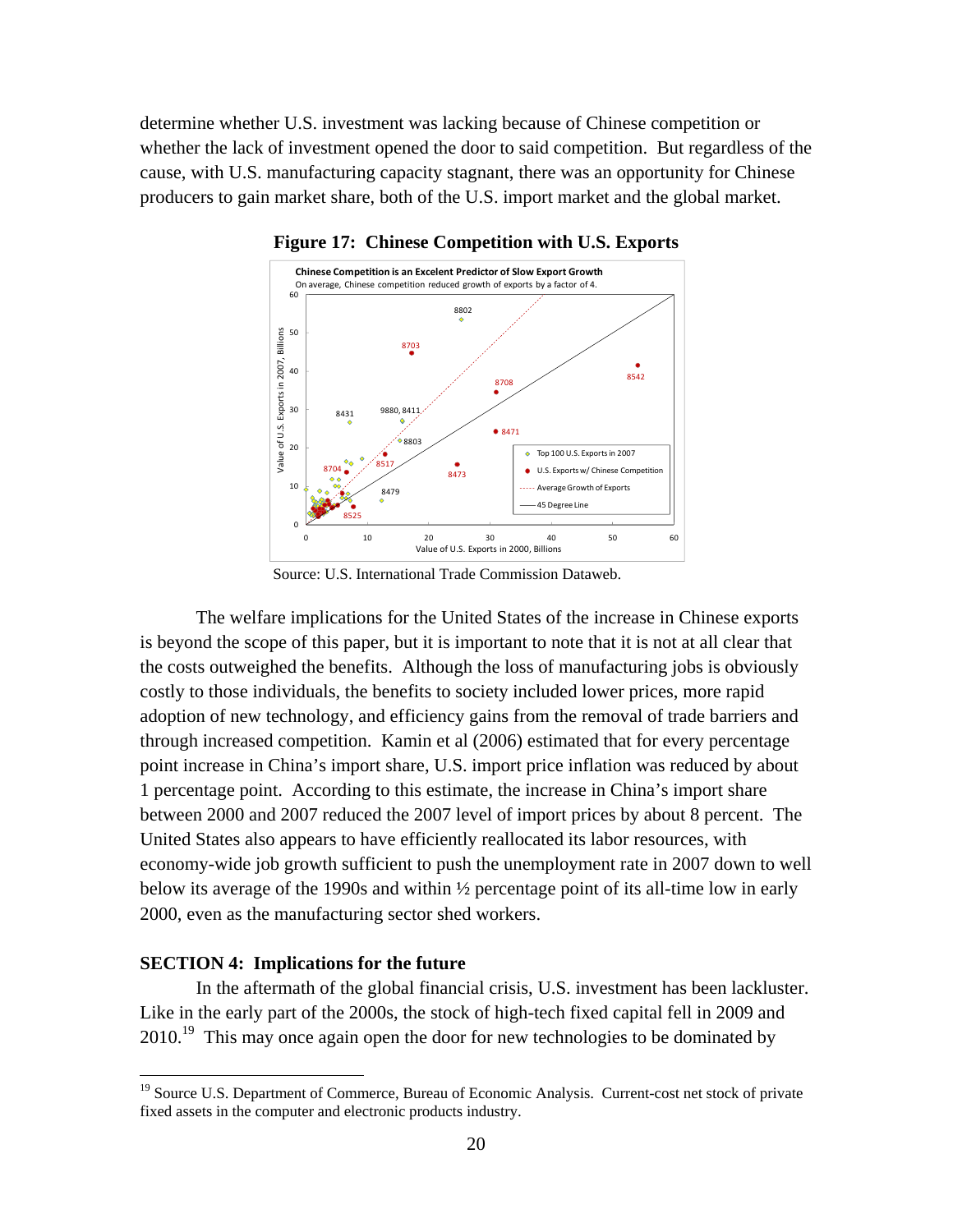determine whether U.S. investment was lacking because of Chinese competition or whether the lack of investment opened the door to said competition. But regardless of the cause, with U.S. manufacturing capacity stagnant, there was an opportunity for Chinese producers to gain market share, both of the U.S. import market and the global market.

**Figure 17: Chinese Competition with U.S. Exports**

Source: U.S. International Trade Commission Dataweb.

The welfare implications for the United States of the increase in Chinese exports is beyond the scope of this paper, but it is important to note that it is not at all clear that the costs outweighed the benefits. Although the loss of manufacturing jobs is obviously costly to those individuals, the benefits to society included lower prices, more rapid adoption of new technology, and efficiency gains from the removal of trade barriers and through increased competition. Kamin et al (2006) estimated that for every percentage point increase in China's import share, U.S. import price inflation was reduced by about 1 percentage point. According to this estimate, the increase in China's import share between 2000 and 2007 reduced the 2007 level of import prices by about 8 percent. The United States also appears to have efficiently reallocated its labor resources, with economy-wide job growth sufficient to push the unemployment rate in 2007 down to well below its average of the 1990s and within ½ percentage point of its all-time low in early 2000, even as the manufacturing sector shed workers.

## SECTION 4: Implications for the future

In the aftermath of the global financial crisis, U.S. investment has been lackluster. Like in the early part of the 2000s, the stock of high-tech fixed capital fell in 2009 and 2010.[19] This may once again open the door for new technologies to be dominated by

[19] Source U.S. Department of Commerce, Bureau of Economic Analysis. Current-cost net stock of private fixed assets in the computer and electronic products industry.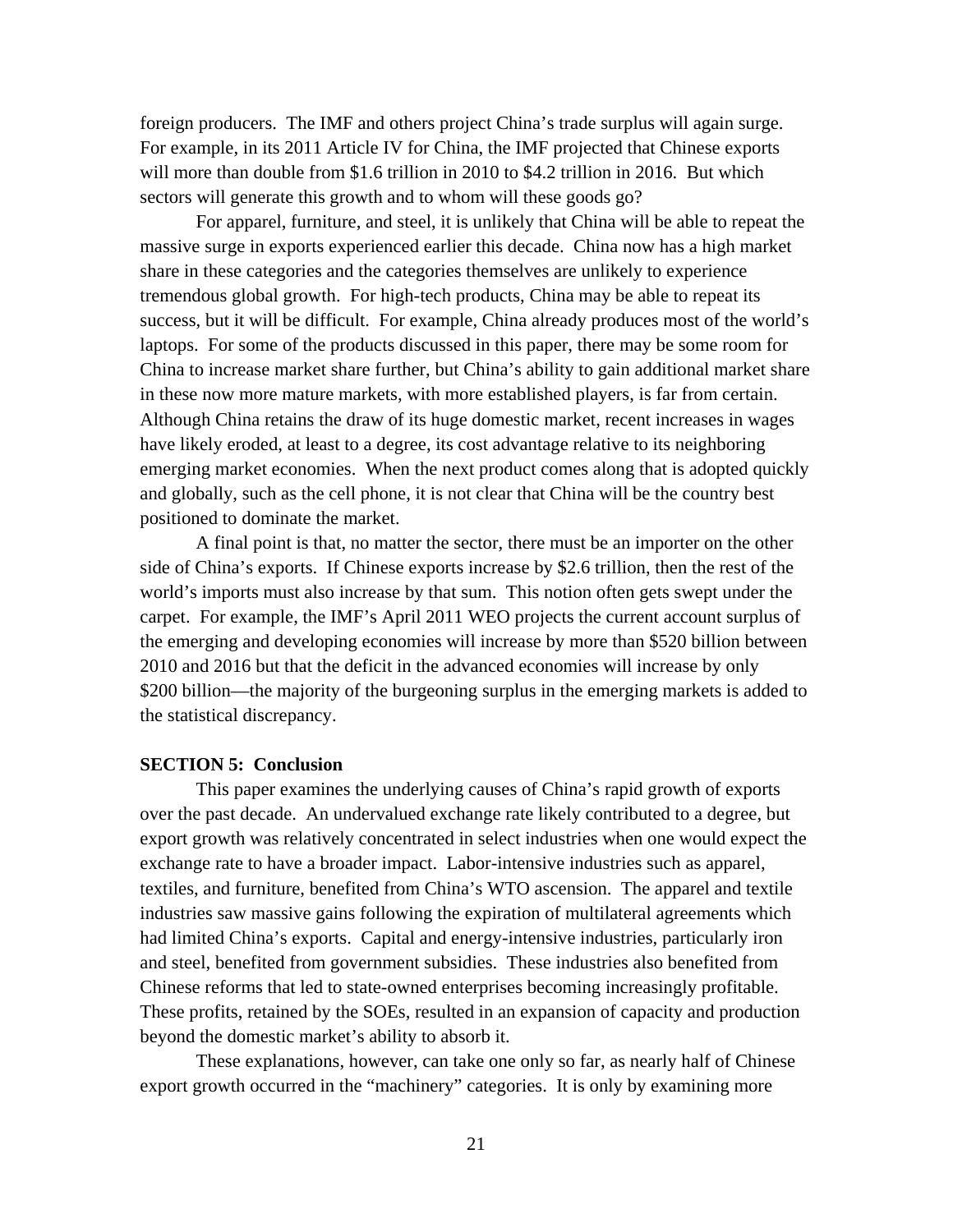foreign producers. The IMF and others project China's trade surplus will again surge. For example, in its 2011 Article IV for China, the IMF projected that Chinese exports will more than double from $1.6 trillion in 2010 to $4.2 trillion in 2016. But which sectors will generate this growth and to whom will these goods go?

For apparel, furniture, and steel, it is unlikely that China will be able to repeat the massive surge in exports experienced earlier this decade. China now has a high market share in these categories and the categories themselves are unlikely to experience tremendous global growth. For high-tech products, China may be able to repeat its success, but it will be difficult. For example, China already produces most of the world's laptops. For some of the products discussed in this paper, there may be some room for China to increase market share further, but China's ability to gain additional market share in these now more mature markets, with more established players, is far from certain. Although China retains the draw of its huge domestic market, recent increases in wages have likely eroded, at least to a degree, its cost advantage relative to its neighboring emerging market economies. When the next product comes along that is adopted quickly and globally, such as the cell phone, it is not clear that China will be the country best positioned to dominate the market.

A final point is that, no matter the sector, there must be an importer on the other side of China's exports. If Chinese exports increase by $2.6 trillion, then the rest of the world's imports must also increase by that sum. This notion often gets swept under the carpet. For example, the IMF's April 2011 WEO projects the current account surplus of the emerging and developing economies will increase by more than $520 billion between 2010 and 2016 but that the deficit in the advanced economies will increase by only $200 billion—the majority of the burgeoning surplus in the emerging markets is added to the statistical discrepancy.

## SECTION 5: Conclusion

This paper examines the underlying causes of China's rapid growth of exports over the past decade. An undervalued exchange rate likely contributed to a degree, but export growth was relatively concentrated in select industries when one would expect the exchange rate to have a broader impact. Labor-intensive industries such as apparel, textiles, and furniture, benefited from China's WTO ascension. The apparel and textile industries saw massive gains following the expiration of multilateral agreements which had limited China's exports. Capital and energy-intensive industries, particularly iron and steel, benefited from government subsidies. These industries also benefited from Chinese reforms that led to state-owned enterprises becoming increasingly profitable. These profits, retained by the SOEs, resulted in an expansion of capacity and production beyond the domestic market's ability to absorb it.

These explanations, however, can take one only so far, as nearly half of Chinese export growth occurred in the "machinery" categories. It is only by examining more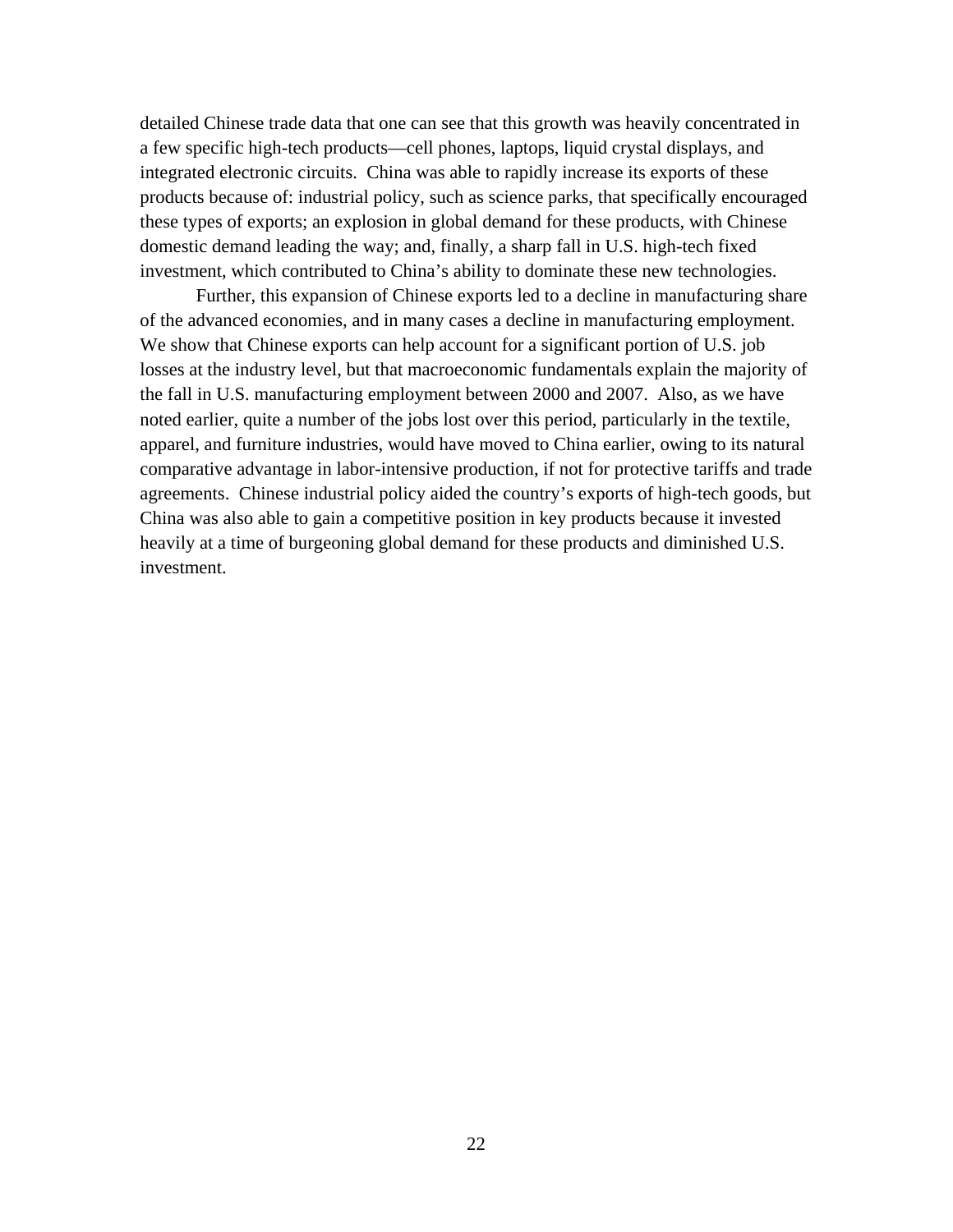detailed Chinese trade data that one can see that this growth was heavily concentrated in a few specific high-tech products—cell phones, laptops, liquid crystal displays, and integrated electronic circuits. China was able to rapidly increase its exports of these products because of: industrial policy, such as science parks, that specifically encouraged these types of exports; an explosion in global demand for these products, with Chinese domestic demand leading the way; and, finally, a sharp fall in U.S. high-tech fixed investment, which contributed to China's ability to dominate these new technologies.

Further, this expansion of Chinese exports led to a decline in manufacturing share of the advanced economies, and in many cases a decline in manufacturing employment. We show that Chinese exports can help account for a significant portion of U.S. job losses at the industry level, but that macroeconomic fundamentals explain the majority of the fall in U.S. manufacturing employment between 2000 and 2007. Also, as we have noted earlier, quite a number of the jobs lost over this period, particularly in the textile, apparel, and furniture industries, would have moved to China earlier, owing to its natural comparative advantage in labor-intensive production, if not for protective tariffs and trade agreements. Chinese industrial policy aided the country's exports of high-tech goods, but China was also able to gain a competitive position in key products because it invested heavily at a time of burgeoning global demand for these products and diminished U.S. investment.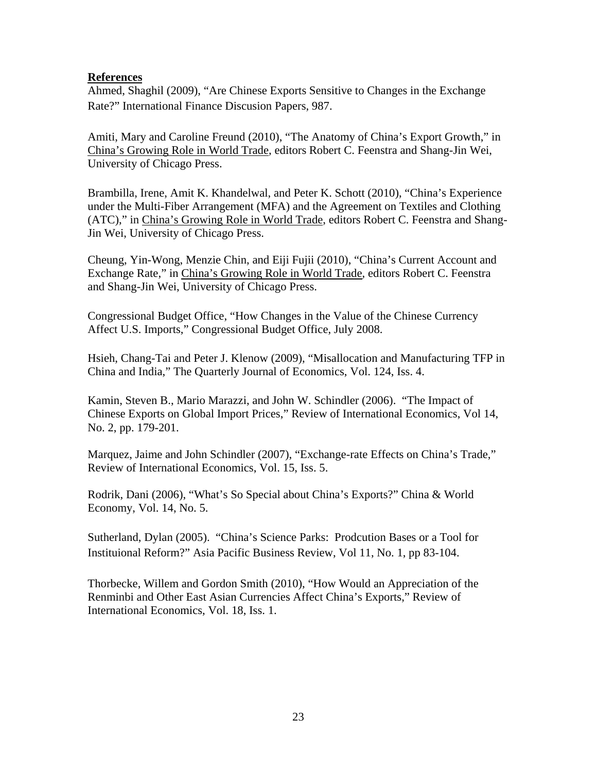## References

Ahmed, Shaghil (2009), "Are Chinese Exports Sensitive to Changes in the Exchange Rate?" International Finance Discusion Papers, 987.

Amiti, Mary and Caroline Freund (2010), "The Anatomy of China's Export Growth," in China's Growing Role in World Trade, editors Robert C. Feenstra and Shang-Jin Wei, University of Chicago Press.

Brambilla, Irene, Amit K. Khandelwal, and Peter K. Schott (2010), "China's Experience under the Multi-Fiber Arrangement (MFA) and the Agreement on Textiles and Clothing (ATC)," in China's Growing Role in World Trade, editors Robert C. Feenstra and Shang-Jin Wei, University of Chicago Press.

Cheung, Yin-Wong, Menzie Chin, and Eiji Fujii (2010), "China's Current Account and Exchange Rate," in China's Growing Role in World Trade, editors Robert C. Feenstra and Shang-Jin Wei, University of Chicago Press.

Congressional Budget Office, "How Changes in the Value of the Chinese Currency Affect U.S. Imports," Congressional Budget Office, July 2008.

Hsieh, Chang-Tai and Peter J. Klenow (2009), "Misallocation and Manufacturing TFP in China and India," The Quarterly Journal of Economics, Vol. 124, Iss. 4.

Kamin, Steven B., Mario Marazzi, and John W. Schindler (2006). "The Impact of Chinese Exports on Global Import Prices," Review of International Economics, Vol 14, No. 2, pp. 179-201.

Marquez, Jaime and John Schindler (2007), "Exchange-rate Effects on China's Trade," Review of International Economics, Vol. 15, Iss. 5.

Rodrik, Dani (2006), "What's So Special about China's Exports?" China & World Economy, Vol. 14, No. 5.

Sutherland, Dylan (2005). "China's Science Parks: Prodcution Bases or a Tool for Instituional Reform?" Asia Pacific Business Review, Vol 11, No. 1, pp 83-104.

Thorbecke, Willem and Gordon Smith (2010), "How Would an Appreciation of the Renminbi and Other East Asian Currencies Affect China's Exports," Review of International Economics, Vol. 18, Iss. 1.